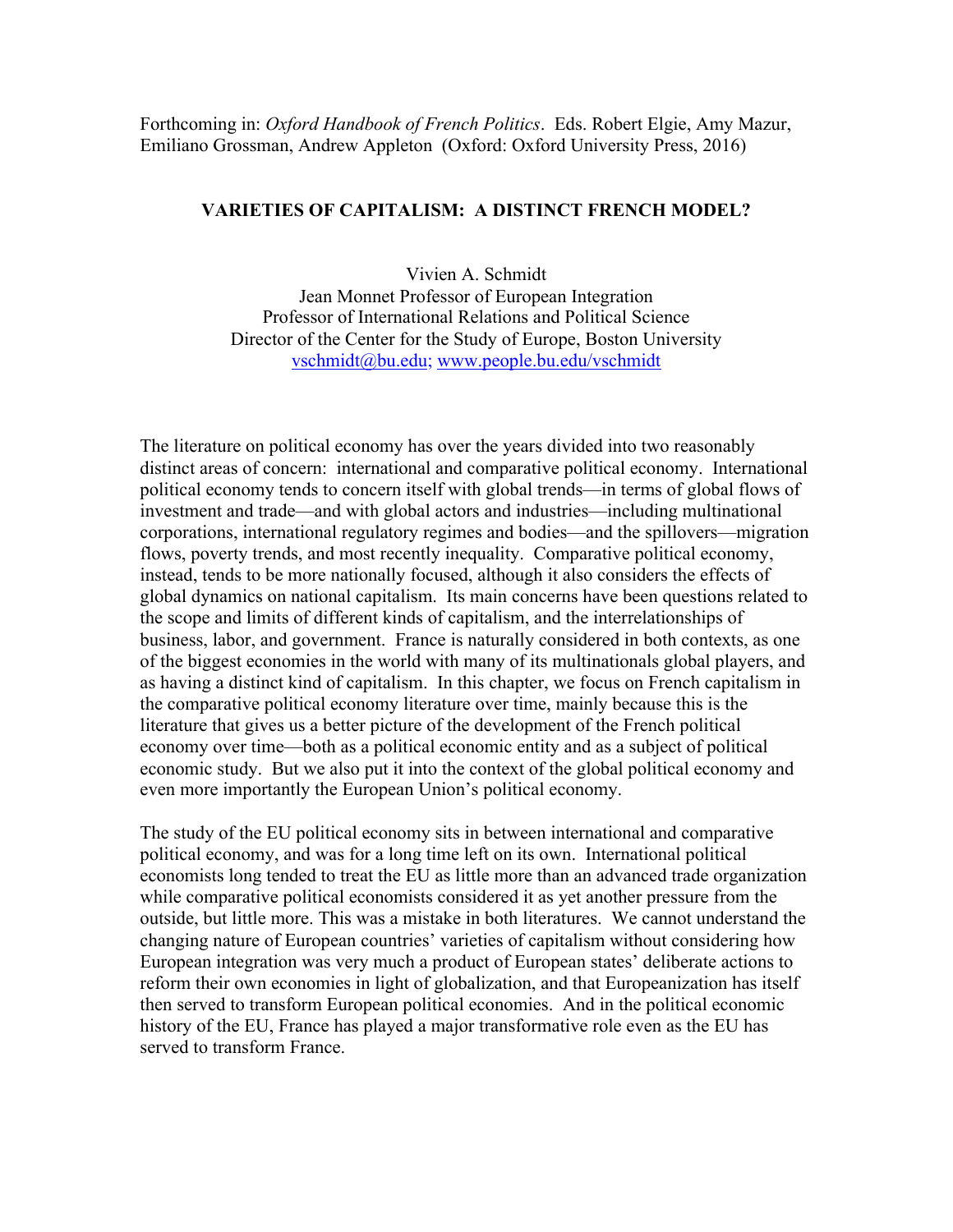Forthcoming in: *Oxford Handbook of French Politics*. Eds. Robert Elgie, Amy Mazur, Emiliano Grossman, Andrew Appleton (Oxford: Oxford University Press, 2016)

# VARIETIES OF CAPITALISM: A DISTINCT FRENCH MODEL?

Vivien A. Schmidt
Jean Monnet Professor of European Integration
Professor of International Relations and Political Science
Director of the Center for the Study of Europe, Boston University
vschmidt@bu.edu; www.people.bu.edu/vschmidt

The literature on political economy has over the years divided into two reasonably distinct areas of concern: international and comparative political economy. International political economy tends to concern itself with global trends—in terms of global flows of investment and trade—and with global actors and industries—including multinational corporations, international regulatory regimes and bodies—and the spillovers—migration flows, poverty trends, and most recently inequality. Comparative political economy, instead, tends to be more nationally focused, although it also considers the effects of global dynamics on national capitalism. Its main concerns have been questions related to the scope and limits of different kinds of capitalism, and the interrelationships of business, labor, and government. France is naturally considered in both contexts, as one of the biggest economies in the world with many of its multinationals global players, and as having a distinct kind of capitalism. In this chapter, we focus on French capitalism in the comparative political economy literature over time, mainly because this is the literature that gives us a better picture of the development of the French political economy over time—both as a political economic entity and as a subject of political economic study. But we also put it into the context of the global political economy and even more importantly the European Union's political economy.

The study of the EU political economy sits in between international and comparative political economy, and was for a long time left on its own. International political economists long tended to treat the EU as little more than an advanced trade organization while comparative political economists considered it as yet another pressure from the outside, but little more. This was a mistake in both literatures. We cannot understand the changing nature of European countries' varieties of capitalism without considering how European integration was very much a product of European states' deliberate actions to reform their own economies in light of globalization, and that Europeanization has itself then served to transform European political economies. And in the political economic history of the EU, France has played a major transformative role even as the EU has served to transform France.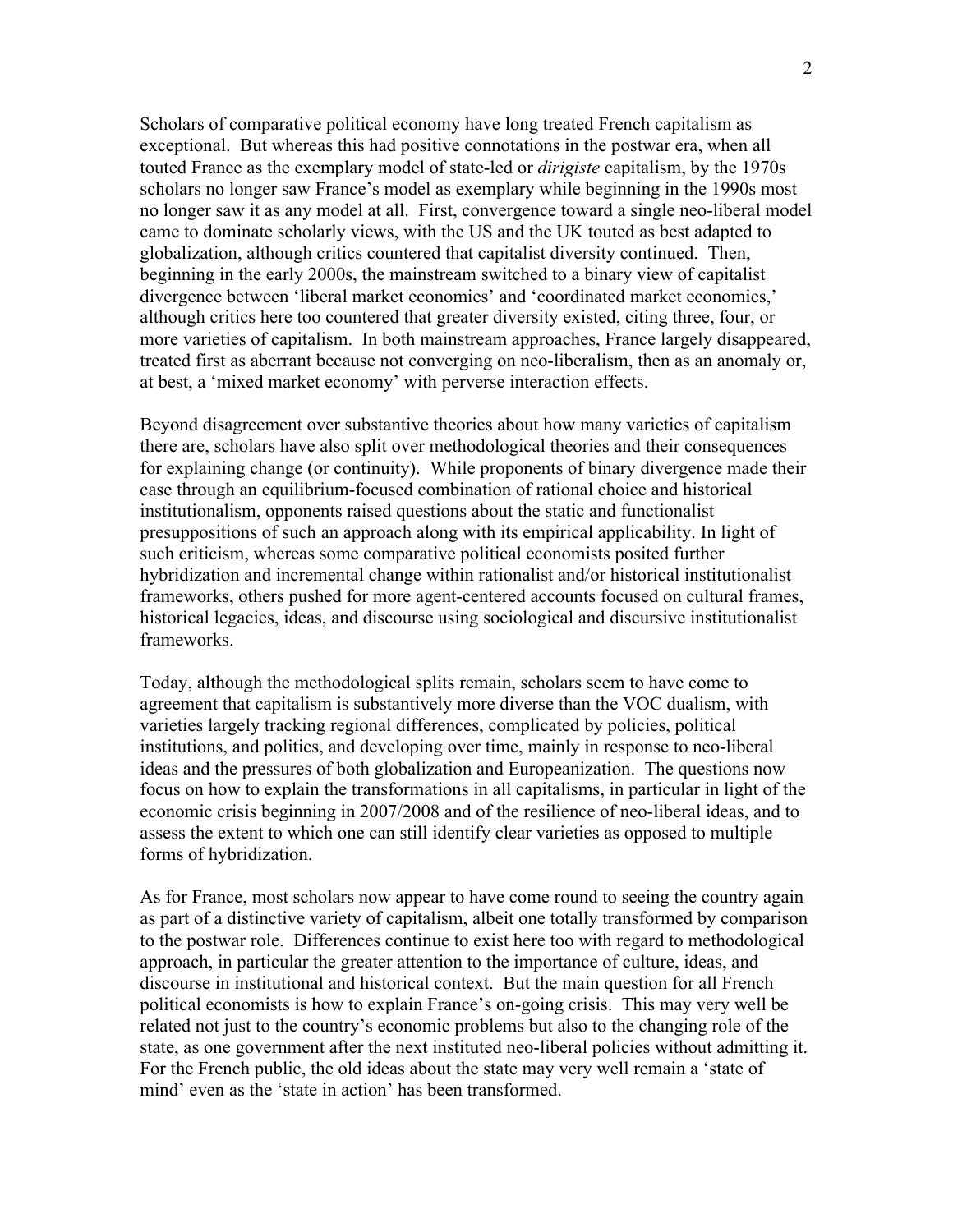Scholars of comparative political economy have long treated French capitalism as exceptional. But whereas this had positive connotations in the postwar era, when all touted France as the exemplary model of state-led or *dirigiste* capitalism, by the 1970s scholars no longer saw France's model as exemplary while beginning in the 1990s most no longer saw it as any model at all. First, convergence toward a single neo-liberal model came to dominate scholarly views, with the US and the UK touted as best adapted to globalization, although critics countered that capitalist diversity continued. Then, beginning in the early 2000s, the mainstream switched to a binary view of capitalist divergence between 'liberal market economies' and 'coordinated market economies,' although critics here too countered that greater diversity existed, citing three, four, or more varieties of capitalism. In both mainstream approaches, France largely disappeared, treated first as aberrant because not converging on neo-liberalism, then as an anomaly or, at best, a 'mixed market economy' with perverse interaction effects.

Beyond disagreement over substantive theories about how many varieties of capitalism there are, scholars have also split over methodological theories and their consequences for explaining change (or continuity). While proponents of binary divergence made their case through an equilibrium-focused combination of rational choice and historical institutionalism, opponents raised questions about the static and functionalist presuppositions of such an approach along with its empirical applicability. In light of such criticism, whereas some comparative political economists posited further hybridization and incremental change within rationalist and/or historical institutionalist frameworks, others pushed for more agent-centered accounts focused on cultural frames, historical legacies, ideas, and discourse using sociological and discursive institutionalist frameworks.

Today, although the methodological splits remain, scholars seem to have come to agreement that capitalism is substantively more diverse than the VOC dualism, with varieties largely tracking regional differences, complicated by policies, political institutions, and politics, and developing over time, mainly in response to neo-liberal ideas and the pressures of both globalization and Europeanization. The questions now focus on how to explain the transformations in all capitalisms, in particular in light of the economic crisis beginning in 2007/2008 and of the resilience of neo-liberal ideas, and to assess the extent to which one can still identify clear varieties as opposed to multiple forms of hybridization.

As for France, most scholars now appear to have come round to seeing the country again as part of a distinctive variety of capitalism, albeit one totally transformed by comparison to the postwar role. Differences continue to exist here too with regard to methodological approach, in particular the greater attention to the importance of culture, ideas, and discourse in institutional and historical context. But the main question for all French political economists is how to explain France's on-going crisis. This may very well be related not just to the country's economic problems but also to the changing role of the state, as one government after the next instituted neo-liberal policies without admitting it. For the French public, the old ideas about the state may very well remain a 'state of mind' even as the 'state in action' has been transformed.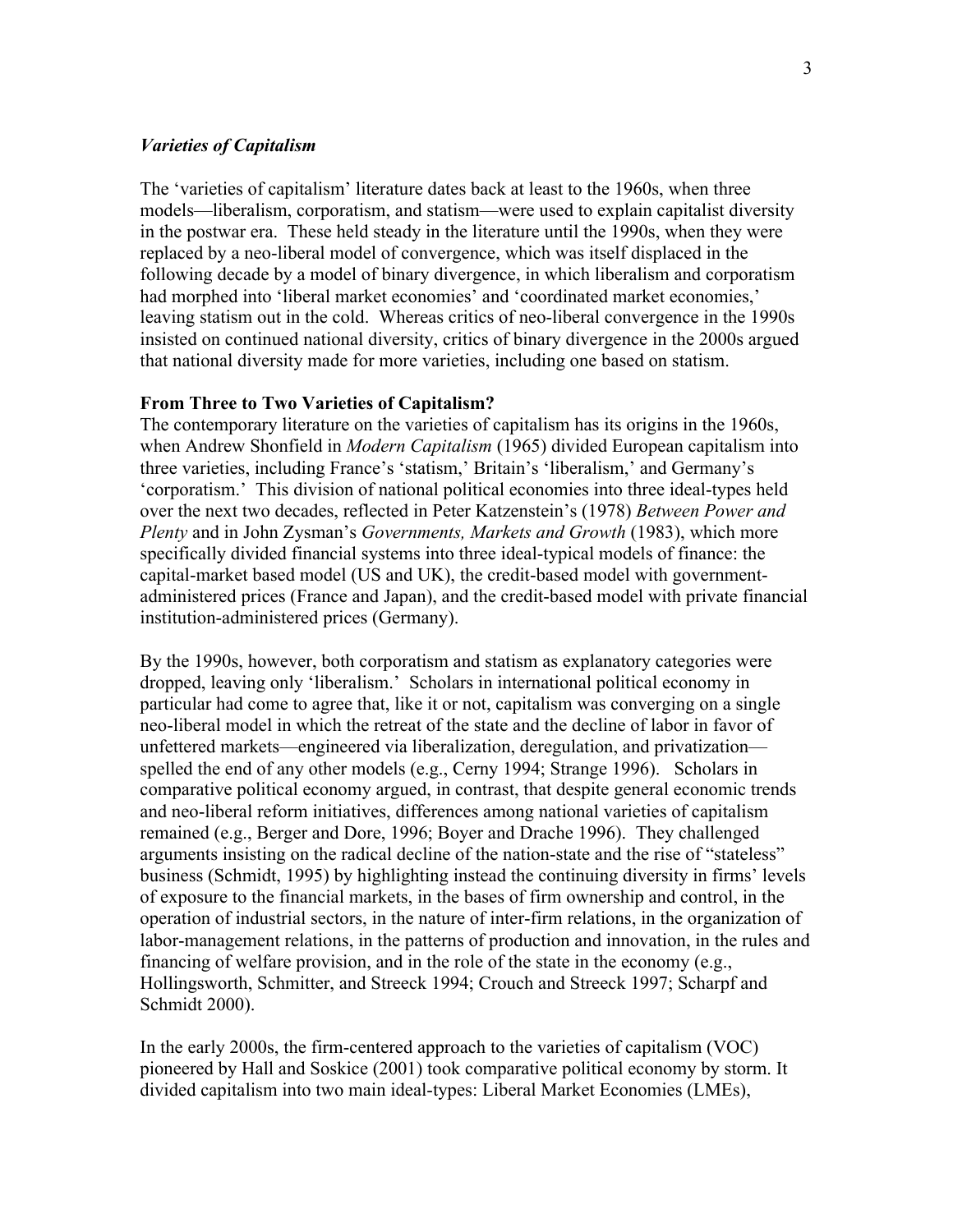### *Varieties of Capitalism*

The 'varieties of capitalism' literature dates back at least to the 1960s, when three models—liberalism, corporatism, and statism—were used to explain capitalist diversity in the postwar era. These held steady in the literature until the 1990s, when they were replaced by a neo-liberal model of convergence, which was itself displaced in the following decade by a model of binary divergence, in which liberalism and corporatism had morphed into 'liberal market economies' and 'coordinated market economies,' leaving statism out in the cold. Whereas critics of neo-liberal convergence in the 1990s insisted on continued national diversity, critics of binary divergence in the 2000s argued that national diversity made for more varieties, including one based on statism.

**From Three to Two Varieties of Capitalism?**

The contemporary literature on the varieties of capitalism has its origins in the 1960s, when Andrew Shonfield in *Modern Capitalism* (1965) divided European capitalism into three varieties, including France's 'statism,' Britain's 'liberalism,' and Germany's 'corporatism.' This division of national political economies into three ideal-types held over the next two decades, reflected in Peter Katzenstein's (1978) *Between Power and Plenty* and in John Zysman's *Governments, Markets and Growth* (1983), which more specifically divided financial systems into three ideal-typical models of finance: the capital-market based model (US and UK), the credit-based model with government-administered prices (France and Japan), and the credit-based model with private financial institution-administered prices (Germany).

By the 1990s, however, both corporatism and statism as explanatory categories were dropped, leaving only 'liberalism.' Scholars in international political economy in particular had come to agree that, like it or not, capitalism was converging on a single neo-liberal model in which the retreat of the state and the decline of labor in favor of unfettered markets—engineered via liberalization, deregulation, and privatization—spelled the end of any other models (e.g., Cerny 1994; Strange 1996). Scholars in comparative political economy argued, in contrast, that despite general economic trends and neo-liberal reform initiatives, differences among national varieties of capitalism remained (e.g., Berger and Dore, 1996; Boyer and Drache 1996). They challenged arguments insisting on the radical decline of the nation-state and the rise of "stateless" business (Schmidt, 1995) by highlighting instead the continuing diversity in firms' levels of exposure to the financial markets, in the bases of firm ownership and control, in the operation of industrial sectors, in the nature of inter-firm relations, in the organization of labor-management relations, in the patterns of production and innovation, in the rules and financing of welfare provision, and in the role of the state in the economy (e.g., Hollingsworth, Schmitter, and Streeck 1994; Crouch and Streeck 1997; Scharpf and Schmidt 2000).

In the early 2000s, the firm-centered approach to the varieties of capitalism (VOC) pioneered by Hall and Soskice (2001) took comparative political economy by storm. It divided capitalism into two main ideal-types: Liberal Market Economies (LMEs),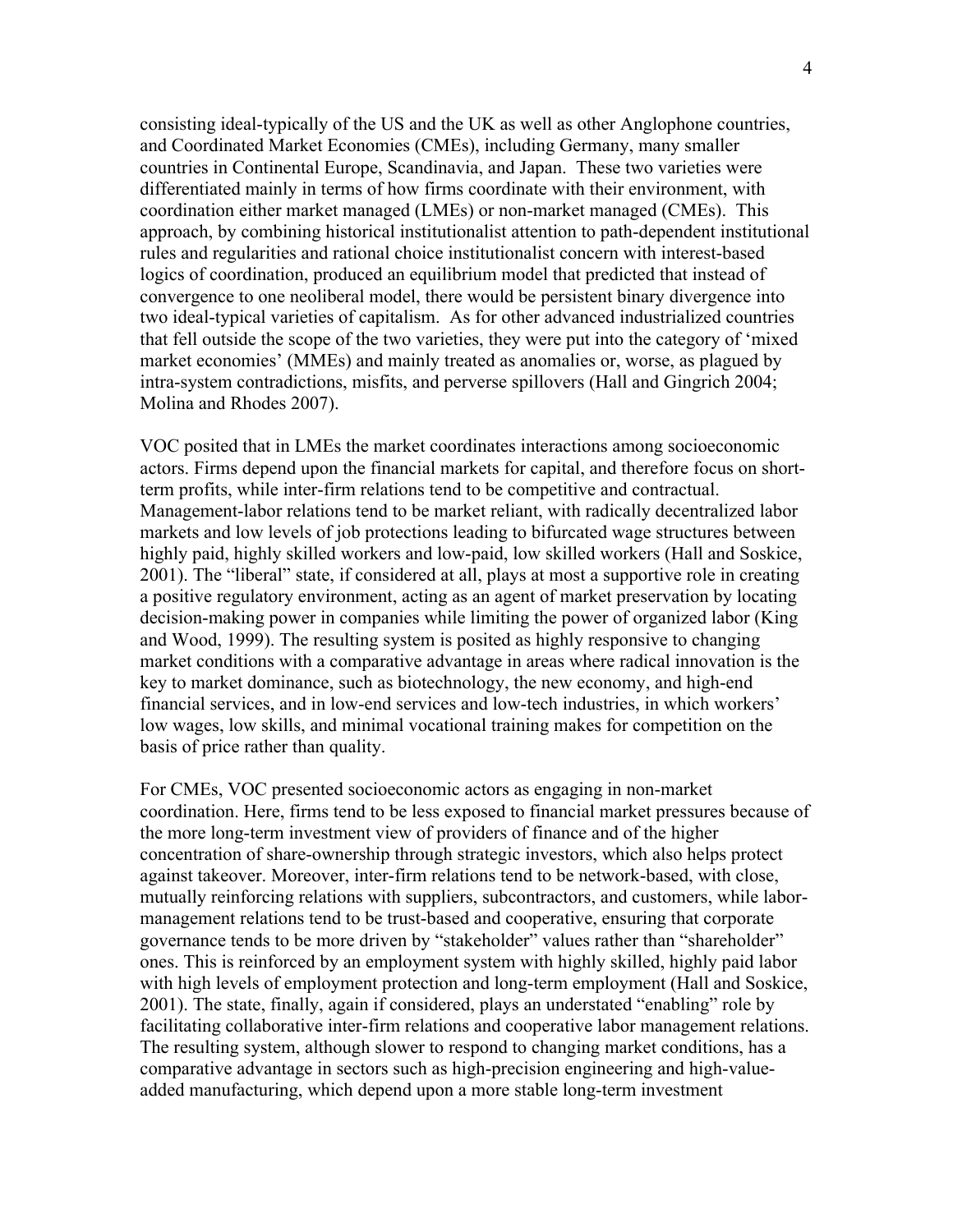consisting ideal-typically of the US and the UK as well as other Anglophone countries, and Coordinated Market Economies (CMEs), including Germany, many smaller countries in Continental Europe, Scandinavia, and Japan. These two varieties were differentiated mainly in terms of how firms coordinate with their environment, with coordination either market managed (LMEs) or non-market managed (CMEs). This approach, by combining historical institutionalist attention to path-dependent institutional rules and regularities and rational choice institutionalist concern with interest-based logics of coordination, produced an equilibrium model that predicted that instead of convergence to one neoliberal model, there would be persistent binary divergence into two ideal-typical varieties of capitalism. As for other advanced industrialized countries that fell outside the scope of the two varieties, they were put into the category of 'mixed market economies' (MMEs) and mainly treated as anomalies or, worse, as plagued by intra-system contradictions, misfits, and perverse spillovers (Hall and Gingrich 2004; Molina and Rhodes 2007).

VOC posited that in LMEs the market coordinates interactions among socioeconomic actors. Firms depend upon the financial markets for capital, and therefore focus on short-term profits, while inter-firm relations tend to be competitive and contractual. Management-labor relations tend to be market reliant, with radically decentralized labor markets and low levels of job protections leading to bifurcated wage structures between highly paid, highly skilled workers and low-paid, low skilled workers (Hall and Soskice, 2001). The "liberal" state, if considered at all, plays at most a supportive role in creating a positive regulatory environment, acting as an agent of market preservation by locating decision-making power in companies while limiting the power of organized labor (King and Wood, 1999). The resulting system is posited as highly responsive to changing market conditions with a comparative advantage in areas where radical innovation is the key to market dominance, such as biotechnology, the new economy, and high-end financial services, and in low-end services and low-tech industries, in which workers' low wages, low skills, and minimal vocational training makes for competition on the basis of price rather than quality.

For CMEs, VOC presented socioeconomic actors as engaging in non-market coordination. Here, firms tend to be less exposed to financial market pressures because of the more long-term investment view of providers of finance and of the higher concentration of share-ownership through strategic investors, which also helps protect against takeover. Moreover, inter-firm relations tend to be network-based, with close, mutually reinforcing relations with suppliers, subcontractors, and customers, while labor-management relations tend to be trust-based and cooperative, ensuring that corporate governance tends to be more driven by "stakeholder" values rather than "shareholder" ones. This is reinforced by an employment system with highly skilled, highly paid labor with high levels of employment protection and long-term employment (Hall and Soskice, 2001). The state, finally, again if considered, plays an understated "enabling" role by facilitating collaborative inter-firm relations and cooperative labor management relations. The resulting system, although slower to respond to changing market conditions, has a comparative advantage in sectors such as high-precision engineering and high-value-added manufacturing, which depend upon a more stable long-term investment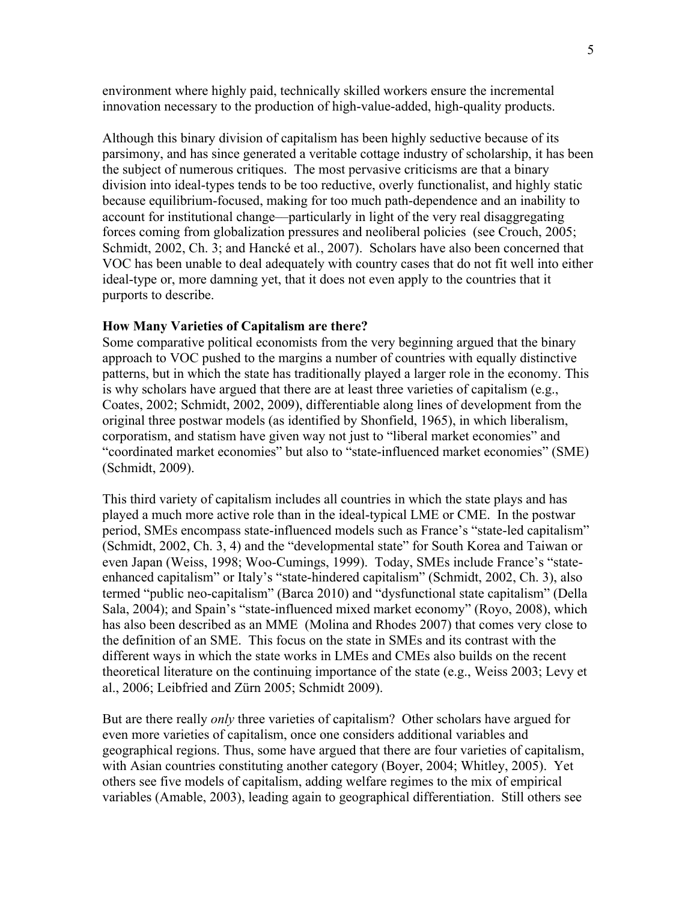environment where highly paid, technically skilled workers ensure the incremental innovation necessary to the production of high-value-added, high-quality products.

Although this binary division of capitalism has been highly seductive because of its parsimony, and has since generated a veritable cottage industry of scholarship, it has been the subject of numerous critiques. The most pervasive criticisms are that a binary division into ideal-types tends to be too reductive, overly functionalist, and highly static because equilibrium-focused, making for too much path-dependence and an inability to account for institutional change—particularly in light of the very real disaggregating forces coming from globalization pressures and neoliberal policies (see Crouch, 2005; Schmidt, 2002, Ch. 3; and Hancké et al., 2007). Scholars have also been concerned that VOC has been unable to deal adequately with country cases that do not fit well into either ideal-type or, more damning yet, that it does not even apply to the countries that it purports to describe.

**How Many Varieties of Capitalism are there?**

Some comparative political economists from the very beginning argued that the binary approach to VOC pushed to the margins a number of countries with equally distinctive patterns, but in which the state has traditionally played a larger role in the economy. This is why scholars have argued that there are at least three varieties of capitalism (e.g., Coates, 2002; Schmidt, 2002, 2009), differentiable along lines of development from the original three postwar models (as identified by Shonfield, 1965), in which liberalism, corporatism, and statism have given way not just to "liberal market economies" and "coordinated market economies" but also to "state-influenced market economies" (SME) (Schmidt, 2009).

This third variety of capitalism includes all countries in which the state plays and has played a much more active role than in the ideal-typical LME or CME. In the postwar period, SMEs encompass state-influenced models such as France's "state-led capitalism" (Schmidt, 2002, Ch. 3, 4) and the "developmental state" for South Korea and Taiwan or even Japan (Weiss, 1998; Woo-Cumings, 1999). Today, SMEs include France's "state-enhanced capitalism" or Italy's "state-hindered capitalism" (Schmidt, 2002, Ch. 3), also termed "public neo-capitalism" (Barca 2010) and "dysfunctional state capitalism" (Della Sala, 2004); and Spain's "state-influenced mixed market economy" (Royo, 2008), which has also been described as an MME (Molina and Rhodes 2007) that comes very close to the definition of an SME. This focus on the state in SMEs and its contrast with the different ways in which the state works in LMEs and CMEs also builds on the recent theoretical literature on the continuing importance of the state (e.g., Weiss 2003; Levy et al., 2006; Leibfried and Zürn 2005; Schmidt 2009).

But are there really *only* three varieties of capitalism? Other scholars have argued for even more varieties of capitalism, once one considers additional variables and geographical regions. Thus, some have argued that there are four varieties of capitalism, with Asian countries constituting another category (Boyer, 2004; Whitley, 2005). Yet others see five models of capitalism, adding welfare regimes to the mix of empirical variables (Amable, 2003), leading again to geographical differentiation. Still others see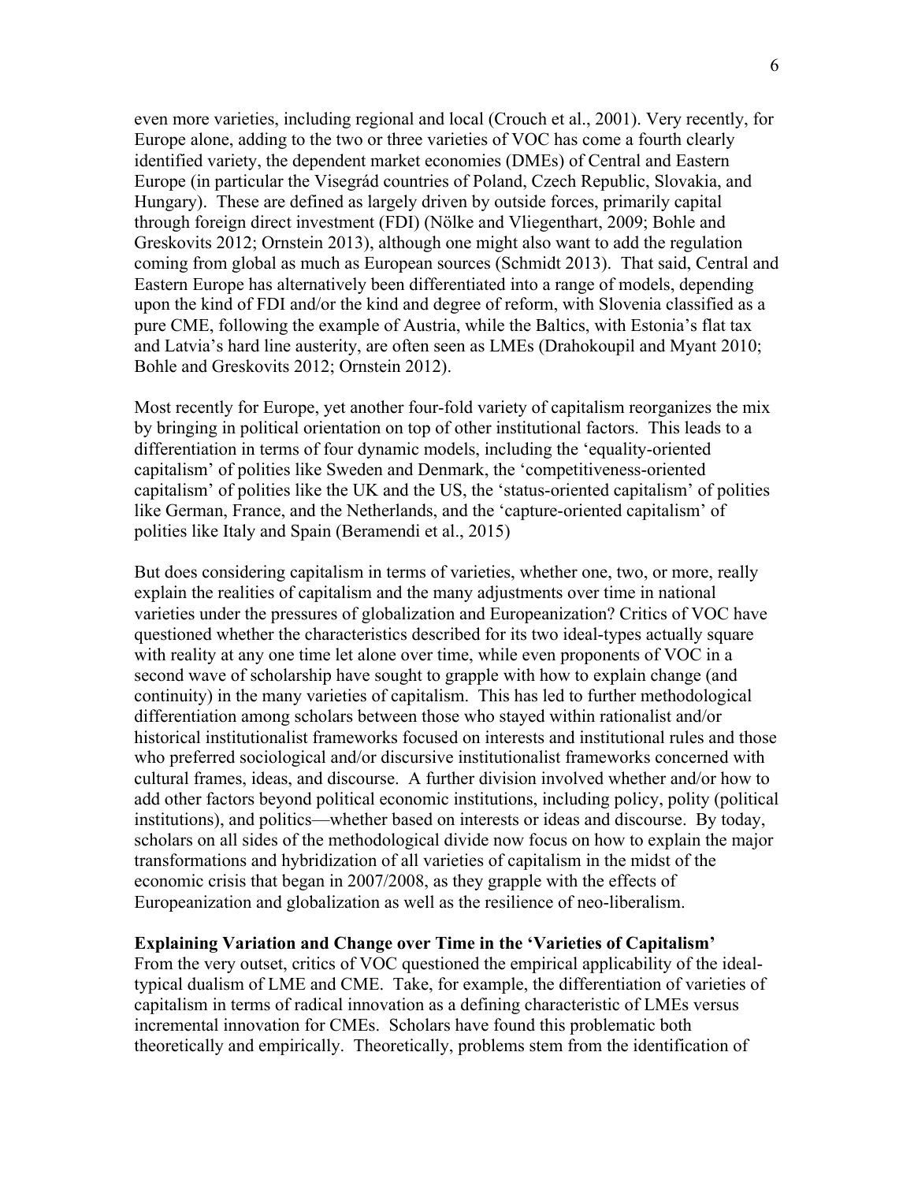even more varieties, including regional and local (Crouch et al., 2001). Very recently, for Europe alone, adding to the two or three varieties of VOC has come a fourth clearly identified variety, the dependent market economies (DMEs) of Central and Eastern Europe (in particular the Visegrád countries of Poland, Czech Republic, Slovakia, and Hungary). These are defined as largely driven by outside forces, primarily capital through foreign direct investment (FDI) (Nölke and Vliegenthart, 2009; Bohle and Greskovits 2012; Ornstein 2013), although one might also want to add the regulation coming from global as much as European sources (Schmidt 2013). That said, Central and Eastern Europe has alternatively been differentiated into a range of models, depending upon the kind of FDI and/or the kind and degree of reform, with Slovenia classified as a pure CME, following the example of Austria, while the Baltics, with Estonia's flat tax and Latvia's hard line austerity, are often seen as LMEs (Drahokoupil and Myant 2010; Bohle and Greskovits 2012; Ornstein 2012).

Most recently for Europe, yet another four-fold variety of capitalism reorganizes the mix by bringing in political orientation on top of other institutional factors. This leads to a differentiation in terms of four dynamic models, including the 'equality-oriented capitalism' of polities like Sweden and Denmark, the 'competitiveness-oriented capitalism' of polities like the UK and the US, the 'status-oriented capitalism' of polities like German, France, and the Netherlands, and the 'capture-oriented capitalism' of polities like Italy and Spain (Beramendi et al., 2015)

But does considering capitalism in terms of varieties, whether one, two, or more, really explain the realities of capitalism and the many adjustments over time in national varieties under the pressures of globalization and Europeanization? Critics of VOC have questioned whether the characteristics described for its two ideal-types actually square with reality at any one time let alone over time, while even proponents of VOC in a second wave of scholarship have sought to grapple with how to explain change (and continuity) in the many varieties of capitalism. This has led to further methodological differentiation among scholars between those who stayed within rationalist and/or historical institutionalist frameworks focused on interests and institutional rules and those who preferred sociological and/or discursive institutionalist frameworks concerned with cultural frames, ideas, and discourse. A further division involved whether and/or how to add other factors beyond political economic institutions, including policy, polity (political institutions), and politics—whether based on interests or ideas and discourse. By today, scholars on all sides of the methodological divide now focus on how to explain the major transformations and hybridization of all varieties of capitalism in the midst of the economic crisis that began in 2007/2008, as they grapple with the effects of Europeanization and globalization as well as the resilience of neo-liberalism.

**Explaining Variation and Change over Time in the 'Varieties of Capitalism'**

From the very outset, critics of VOC questioned the empirical applicability of the ideal-typical dualism of LME and CME. Take, for example, the differentiation of varieties of capitalism in terms of radical innovation as a defining characteristic of LMEs versus incremental innovation for CMEs. Scholars have found this problematic both theoretically and empirically. Theoretically, problems stem from the identification of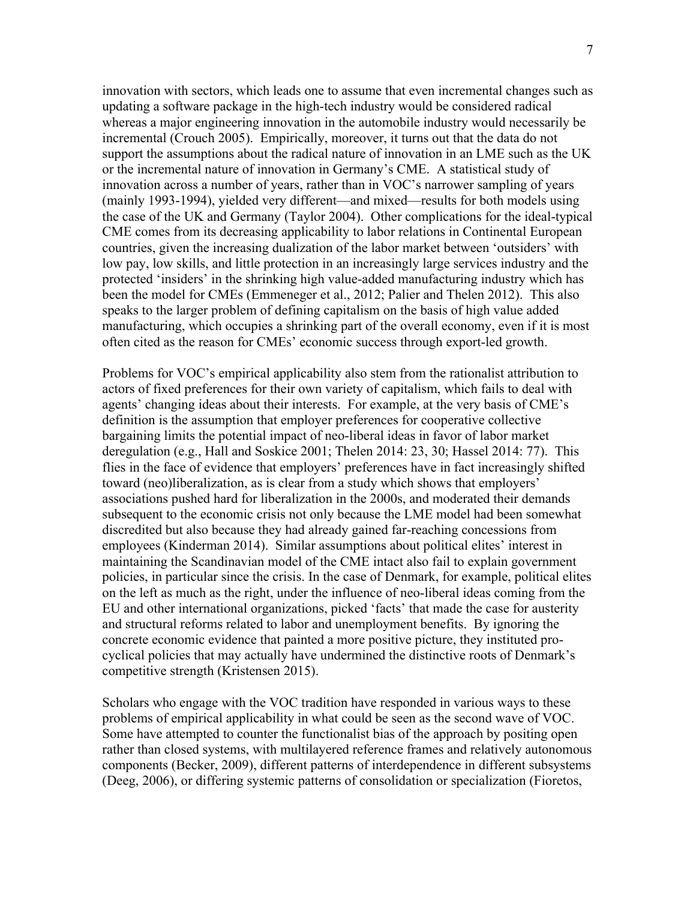innovation with sectors, which leads one to assume that even incremental changes such as updating a software package in the high-tech industry would be considered radical whereas a major engineering innovation in the automobile industry would necessarily be incremental (Crouch 2005). Empirically, moreover, it turns out that the data do not support the assumptions about the radical nature of innovation in an LME such as the UK or the incremental nature of innovation in Germany's CME. A statistical study of innovation across a number of years, rather than in VOC's narrower sampling of years (mainly 1993-1994), yielded very different—and mixed—results for both models using the case of the UK and Germany (Taylor 2004). Other complications for the ideal-typical CME comes from its decreasing applicability to labor relations in Continental European countries, given the increasing dualization of the labor market between 'outsiders' with low pay, low skills, and little protection in an increasingly large services industry and the protected 'insiders' in the shrinking high value-added manufacturing industry which has been the model for CMEs (Emmeneger et al., 2012; Palier and Thelen 2012). This also speaks to the larger problem of defining capitalism on the basis of high value added manufacturing, which occupies a shrinking part of the overall economy, even if it is most often cited as the reason for CMEs' economic success through export-led growth.

Problems for VOC's empirical applicability also stem from the rationalist attribution to actors of fixed preferences for their own variety of capitalism, which fails to deal with agents' changing ideas about their interests. For example, at the very basis of CME's definition is the assumption that employer preferences for cooperative collective bargaining limits the potential impact of neo-liberal ideas in favor of labor market deregulation (e.g., Hall and Soskice 2001; Thelen 2014: 23, 30; Hassel 2014: 77). This flies in the face of evidence that employers' preferences have in fact increasingly shifted toward (neo)liberalization, as is clear from a study which shows that employers' associations pushed hard for liberalization in the 2000s, and moderated their demands subsequent to the economic crisis not only because the LME model had been somewhat discredited but also because they had already gained far-reaching concessions from employees (Kinderman 2014). Similar assumptions about political elites' interest in maintaining the Scandinavian model of the CME intact also fail to explain government policies, in particular since the crisis. In the case of Denmark, for example, political elites on the left as much as the right, under the influence of neo-liberal ideas coming from the EU and other international organizations, picked 'facts' that made the case for austerity and structural reforms related to labor and unemployment benefits. By ignoring the concrete economic evidence that painted a more positive picture, they instituted pro-cyclical policies that may actually have undermined the distinctive roots of Denmark's competitive strength (Kristensen 2015).

Scholars who engage with the VOC tradition have responded in various ways to these problems of empirical applicability in what could be seen as the second wave of VOC. Some have attempted to counter the functionalist bias of the approach by positing open rather than closed systems, with multilayered reference frames and relatively autonomous components (Becker, 2009), different patterns of interdependence in different subsystems (Deeg, 2006), or differing systemic patterns of consolidation or specialization (Fioretos,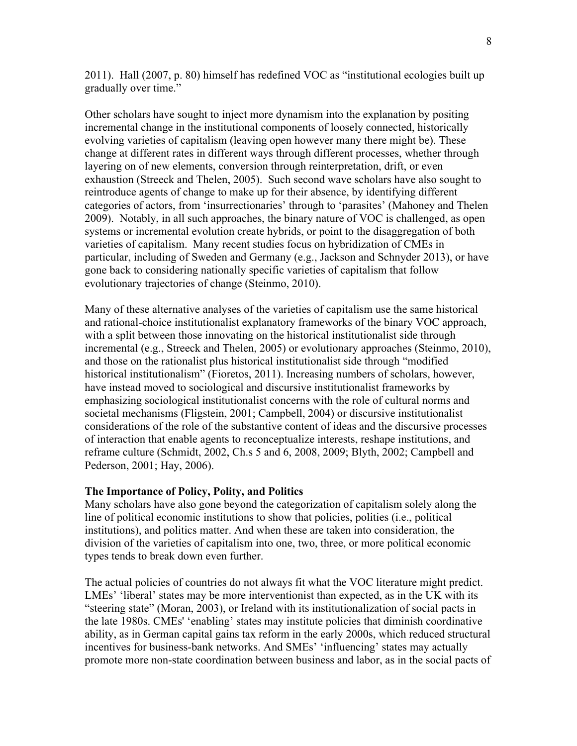2011). Hall (2007, p. 80) himself has redefined VOC as "institutional ecologies built up gradually over time."

Other scholars have sought to inject more dynamism into the explanation by positing incremental change in the institutional components of loosely connected, historically evolving varieties of capitalism (leaving open however many there might be). These change at different rates in different ways through different processes, whether through layering on of new elements, conversion through reinterpretation, drift, or even exhaustion (Streeck and Thelen, 2005). Such second wave scholars have also sought to reintroduce agents of change to make up for their absence, by identifying different categories of actors, from 'insurrectionaries' through to 'parasites' (Mahoney and Thelen 2009). Notably, in all such approaches, the binary nature of VOC is challenged, as open systems or incremental evolution create hybrids, or point to the disaggregation of both varieties of capitalism. Many recent studies focus on hybridization of CMEs in particular, including of Sweden and Germany (e.g., Jackson and Schnyder 2013), or have gone back to considering nationally specific varieties of capitalism that follow evolutionary trajectories of change (Steinmo, 2010).

Many of these alternative analyses of the varieties of capitalism use the same historical and rational-choice institutionalist explanatory frameworks of the binary VOC approach, with a split between those innovating on the historical institutionalist side through incremental (e.g., Streeck and Thelen, 2005) or evolutionary approaches (Steinmo, 2010), and those on the rationalist plus historical institutionalist side through "modified historical institutionalism" (Fioretos, 2011). Increasing numbers of scholars, however, have instead moved to sociological and discursive institutionalist frameworks by emphasizing sociological institutionalist concerns with the role of cultural norms and societal mechanisms (Fligstein, 2001; Campbell, 2004) or discursive institutionalist considerations of the role of the substantive content of ideas and the discursive processes of interaction that enable agents to reconceptualize interests, reshape institutions, and reframe culture (Schmidt, 2002, Ch.s 5 and 6, 2008, 2009; Blyth, 2002; Campbell and Pederson, 2001; Hay, 2006).

**The Importance of Policy, Polity, and Politics**

Many scholars have also gone beyond the categorization of capitalism solely along the line of political economic institutions to show that policies, polities (i.e., political institutions), and politics matter. And when these are taken into consideration, the division of the varieties of capitalism into one, two, three, or more political economic types tends to break down even further.

The actual policies of countries do not always fit what the VOC literature might predict. LMEs' 'liberal' states may be more interventionist than expected, as in the UK with its "steering state" (Moran, 2003), or Ireland with its institutionalization of social pacts in the late 1980s. CMEs' 'enabling' states may institute policies that diminish coordinative ability, as in German capital gains tax reform in the early 2000s, which reduced structural incentives for business-bank networks. And SMEs' 'influencing' states may actually promote more non-state coordination between business and labor, as in the social pacts of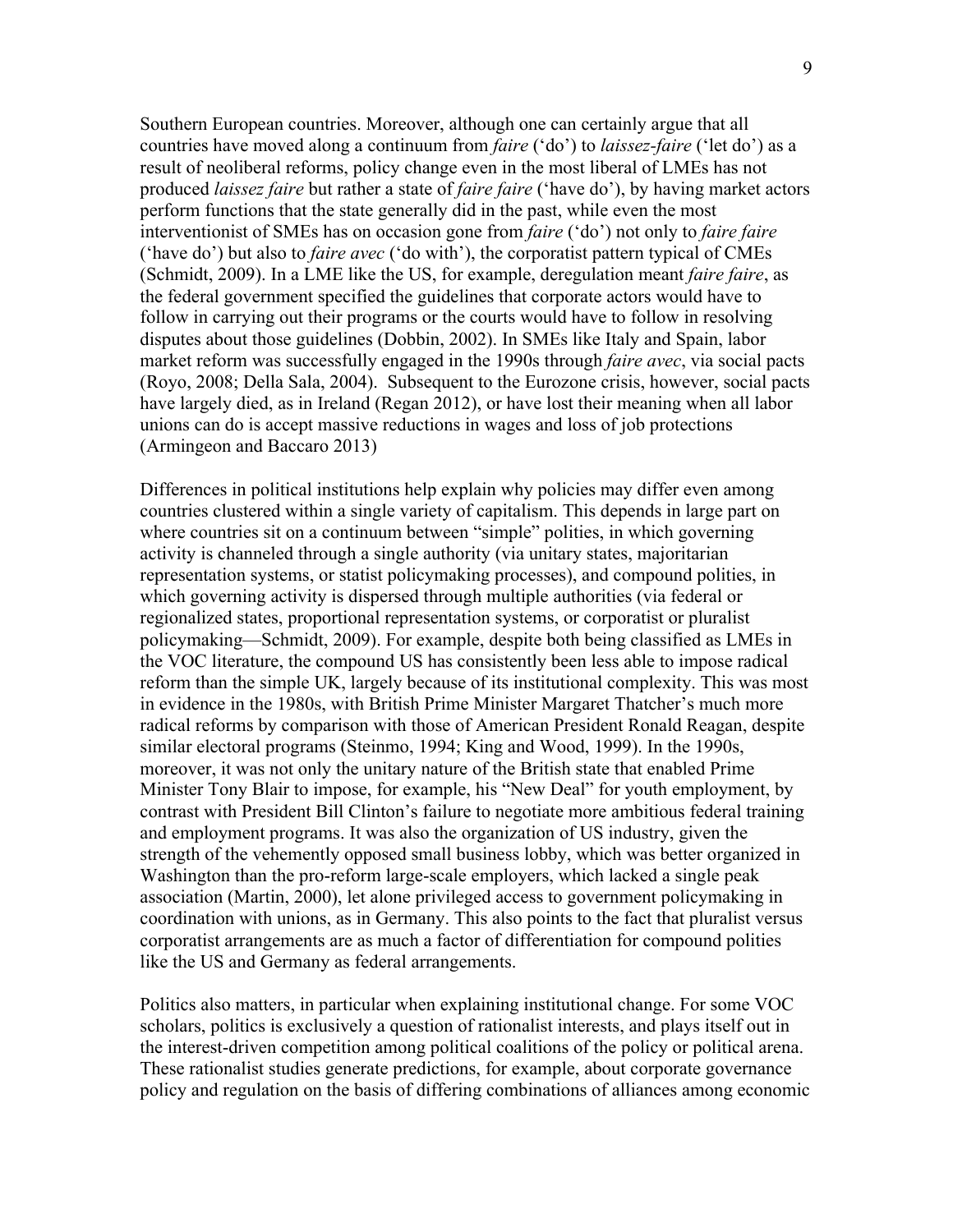Southern European countries. Moreover, although one can certainly argue that all countries have moved along a continuum from *faire* ('do') to *laissez-faire* ('let do') as a result of neoliberal reforms, policy change even in the most liberal of LMEs has not produced *laissez faire* but rather a state of *faire faire* ('have do'), by having market actors perform functions that the state generally did in the past, while even the most interventionist of SMEs has on occasion gone from *faire* ('do') not only to *faire faire* ('have do') but also to *faire avec* ('do with'), the corporatist pattern typical of CMEs (Schmidt, 2009). In a LME like the US, for example, deregulation meant *faire faire*, as the federal government specified the guidelines that corporate actors would have to follow in carrying out their programs or the courts would have to follow in resolving disputes about those guidelines (Dobbin, 2002). In SMEs like Italy and Spain, labor market reform was successfully engaged in the 1990s through *faire avec*, via social pacts (Royo, 2008; Della Sala, 2004). Subsequent to the Eurozone crisis, however, social pacts have largely died, as in Ireland (Regan 2012), or have lost their meaning when all labor unions can do is accept massive reductions in wages and loss of job protections (Armingeon and Baccaro 2013)

Differences in political institutions help explain why policies may differ even among countries clustered within a single variety of capitalism. This depends in large part on where countries sit on a continuum between "simple" polities, in which governing activity is channeled through a single authority (via unitary states, majoritarian representation systems, or statist policymaking processes), and compound polities, in which governing activity is dispersed through multiple authorities (via federal or regionalized states, proportional representation systems, or corporatist or pluralist policymaking—Schmidt, 2009). For example, despite both being classified as LMEs in the VOC literature, the compound US has consistently been less able to impose radical reform than the simple UK, largely because of its institutional complexity. This was most in evidence in the 1980s, with British Prime Minister Margaret Thatcher's much more radical reforms by comparison with those of American President Ronald Reagan, despite similar electoral programs (Steinmo, 1994; King and Wood, 1999). In the 1990s, moreover, it was not only the unitary nature of the British state that enabled Prime Minister Tony Blair to impose, for example, his "New Deal" for youth employment, by contrast with President Bill Clinton's failure to negotiate more ambitious federal training and employment programs. It was also the organization of US industry, given the strength of the vehemently opposed small business lobby, which was better organized in Washington than the pro-reform large-scale employers, which lacked a single peak association (Martin, 2000), let alone privileged access to government policymaking in coordination with unions, as in Germany. This also points to the fact that pluralist versus corporatist arrangements are as much a factor of differentiation for compound polities like the US and Germany as federal arrangements.

Politics also matters, in particular when explaining institutional change. For some VOC scholars, politics is exclusively a question of rationalist interests, and plays itself out in the interest-driven competition among political coalitions of the policy or political arena. These rationalist studies generate predictions, for example, about corporate governance policy and regulation on the basis of differing combinations of alliances among economic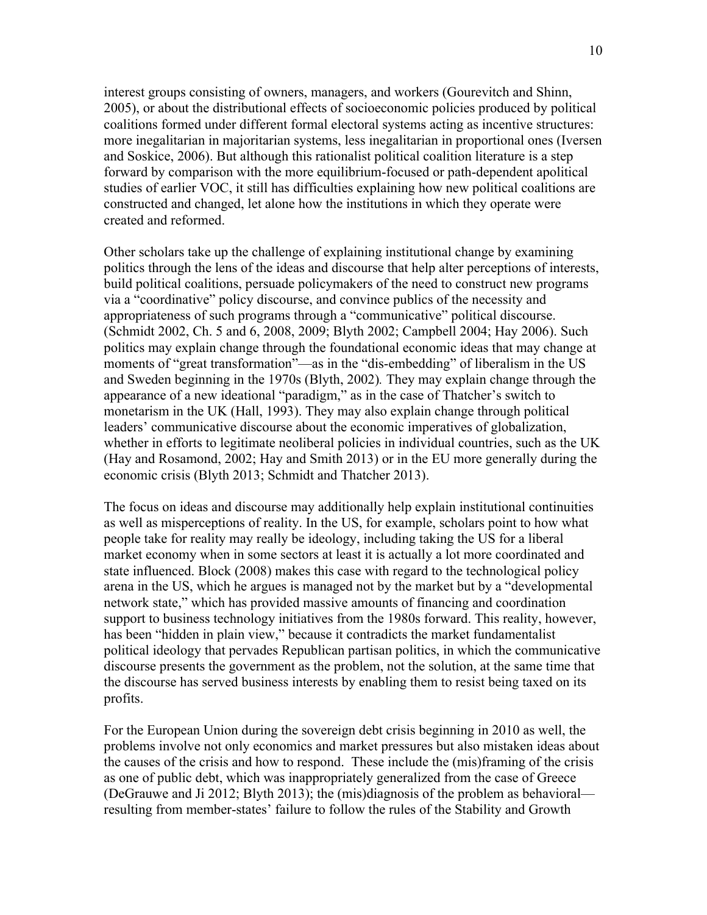interest groups consisting of owners, managers, and workers (Gourevitch and Shinn, 2005), or about the distributional effects of socioeconomic policies produced by political coalitions formed under different formal electoral systems acting as incentive structures: more inegalitarian in majoritarian systems, less inegalitarian in proportional ones (Iversen and Soskice, 2006). But although this rationalist political coalition literature is a step forward by comparison with the more equilibrium-focused or path-dependent apolitical studies of earlier VOC, it still has difficulties explaining how new political coalitions are constructed and changed, let alone how the institutions in which they operate were created and reformed.

Other scholars take up the challenge of explaining institutional change by examining politics through the lens of the ideas and discourse that help alter perceptions of interests, build political coalitions, persuade policymakers of the need to construct new programs via a "coordinative" policy discourse, and convince publics of the necessity and appropriateness of such programs through a "communicative" political discourse. (Schmidt 2002, Ch. 5 and 6, 2008, 2009; Blyth 2002; Campbell 2004; Hay 2006). Such politics may explain change through the foundational economic ideas that may change at moments of "great transformation"—as in the "dis-embedding" of liberalism in the US and Sweden beginning in the 1970s (Blyth, 2002). They may explain change through the appearance of a new ideational "paradigm," as in the case of Thatcher's switch to monetarism in the UK (Hall, 1993). They may also explain change through political leaders' communicative discourse about the economic imperatives of globalization, whether in efforts to legitimate neoliberal policies in individual countries, such as the UK (Hay and Rosamond, 2002; Hay and Smith 2013) or in the EU more generally during the economic crisis (Blyth 2013; Schmidt and Thatcher 2013).

The focus on ideas and discourse may additionally help explain institutional continuities as well as misperceptions of reality. In the US, for example, scholars point to how what people take for reality may really be ideology, including taking the US for a liberal market economy when in some sectors at least it is actually a lot more coordinated and state influenced. Block (2008) makes this case with regard to the technological policy arena in the US, which he argues is managed not by the market but by a "developmental network state," which has provided massive amounts of financing and coordination support to business technology initiatives from the 1980s forward. This reality, however, has been "hidden in plain view," because it contradicts the market fundamentalist political ideology that pervades Republican partisan politics, in which the communicative discourse presents the government as the problem, not the solution, at the same time that the discourse has served business interests by enabling them to resist being taxed on its profits.

For the European Union during the sovereign debt crisis beginning in 2010 as well, the problems involve not only economics and market pressures but also mistaken ideas about the causes of the crisis and how to respond. These include the (mis)framing of the crisis as one of public debt, which was inappropriately generalized from the case of Greece (DeGrauwe and Ji 2012; Blyth 2013); the (mis)diagnosis of the problem as behavioral—resulting from member-states' failure to follow the rules of the Stability and Growth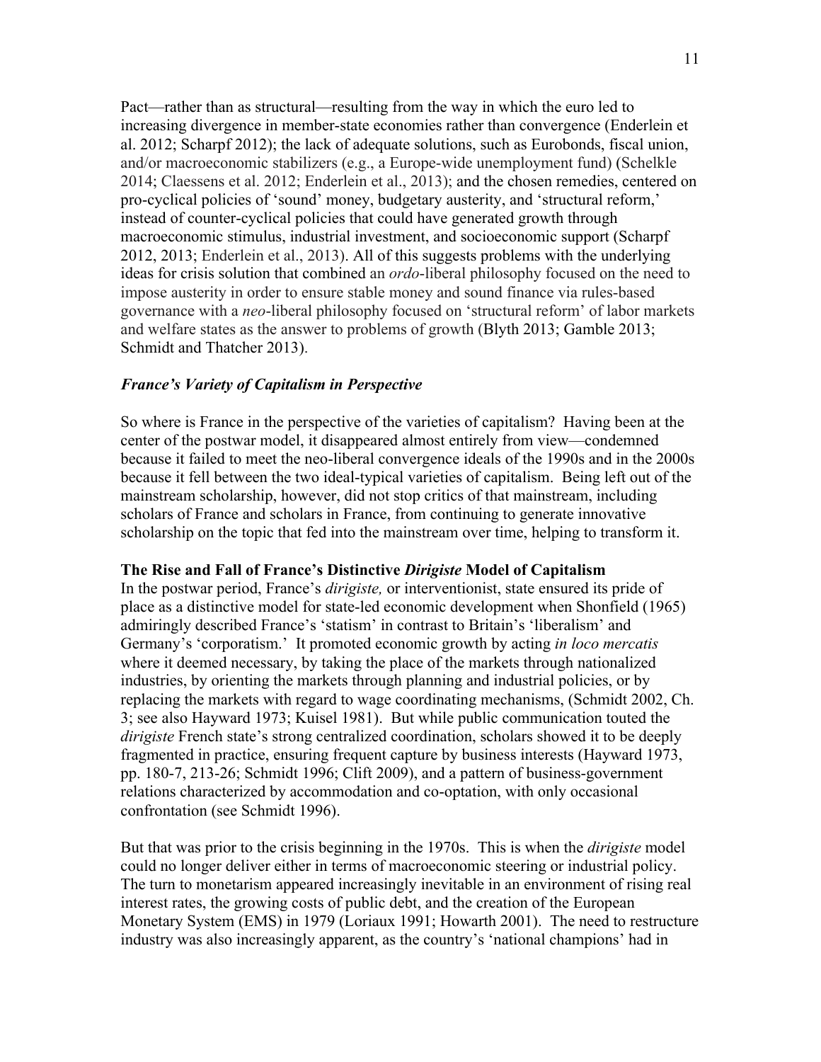Pact—rather than as structural—resulting from the way in which the euro led to increasing divergence in member-state economies rather than convergence (Enderlein et al. 2012; Scharpf 2012); the lack of adequate solutions, such as Eurobonds, fiscal union, and/or macroeconomic stabilizers (e.g., a Europe-wide unemployment fund) (Schelkle 2014; Claessens et al. 2012; Enderlein et al., 2013); and the chosen remedies, centered on pro-cyclical policies of 'sound' money, budgetary austerity, and 'structural reform,' instead of counter-cyclical policies that could have generated growth through macroeconomic stimulus, industrial investment, and socioeconomic support (Scharpf 2012, 2013; Enderlein et al., 2013). All of this suggests problems with the underlying ideas for crisis solution that combined an *ordo*-liberal philosophy focused on the need to impose austerity in order to ensure stable money and sound finance via rules-based governance with a *neo*-liberal philosophy focused on 'structural reform' of labor markets and welfare states as the answer to problems of growth (Blyth 2013; Gamble 2013; Schmidt and Thatcher 2013).

### *France's Variety of Capitalism in Perspective*

So where is France in the perspective of the varieties of capitalism? Having been at the center of the postwar model, it disappeared almost entirely from view—condemned because it failed to meet the neo-liberal convergence ideals of the 1990s and in the 2000s because it fell between the two ideal-typical varieties of capitalism. Being left out of the mainstream scholarship, however, did not stop critics of that mainstream, including scholars of France and scholars in France, from continuing to generate innovative scholarship on the topic that fed into the mainstream over time, helping to transform it.

**The Rise and Fall of France's Distinctive *Dirigiste* Model of Capitalism**

In the postwar period, France's *dirigiste,* or interventionist, state ensured its pride of place as a distinctive model for state-led economic development when Shonfield (1965) admiringly described France's 'statism' in contrast to Britain's 'liberalism' and Germany's 'corporatism.' It promoted economic growth by acting *in loco mercatis* where it deemed necessary, by taking the place of the markets through nationalized industries, by orienting the markets through planning and industrial policies, or by replacing the markets with regard to wage coordinating mechanisms, (Schmidt 2002, Ch. 3; see also Hayward 1973; Kuisel 1981). But while public communication touted the *dirigiste* French state's strong centralized coordination, scholars showed it to be deeply fragmented in practice, ensuring frequent capture by business interests (Hayward 1973, pp. 180-7, 213-26; Schmidt 1996; Clift 2009), and a pattern of business-government relations characterized by accommodation and co-optation, with only occasional confrontation (see Schmidt 1996).

But that was prior to the crisis beginning in the 1970s. This is when the *dirigiste* model could no longer deliver either in terms of macroeconomic steering or industrial policy. The turn to monetarism appeared increasingly inevitable in an environment of rising real interest rates, the growing costs of public debt, and the creation of the European Monetary System (EMS) in 1979 (Loriaux 1991; Howarth 2001). The need to restructure industry was also increasingly apparent, as the country's 'national champions' had in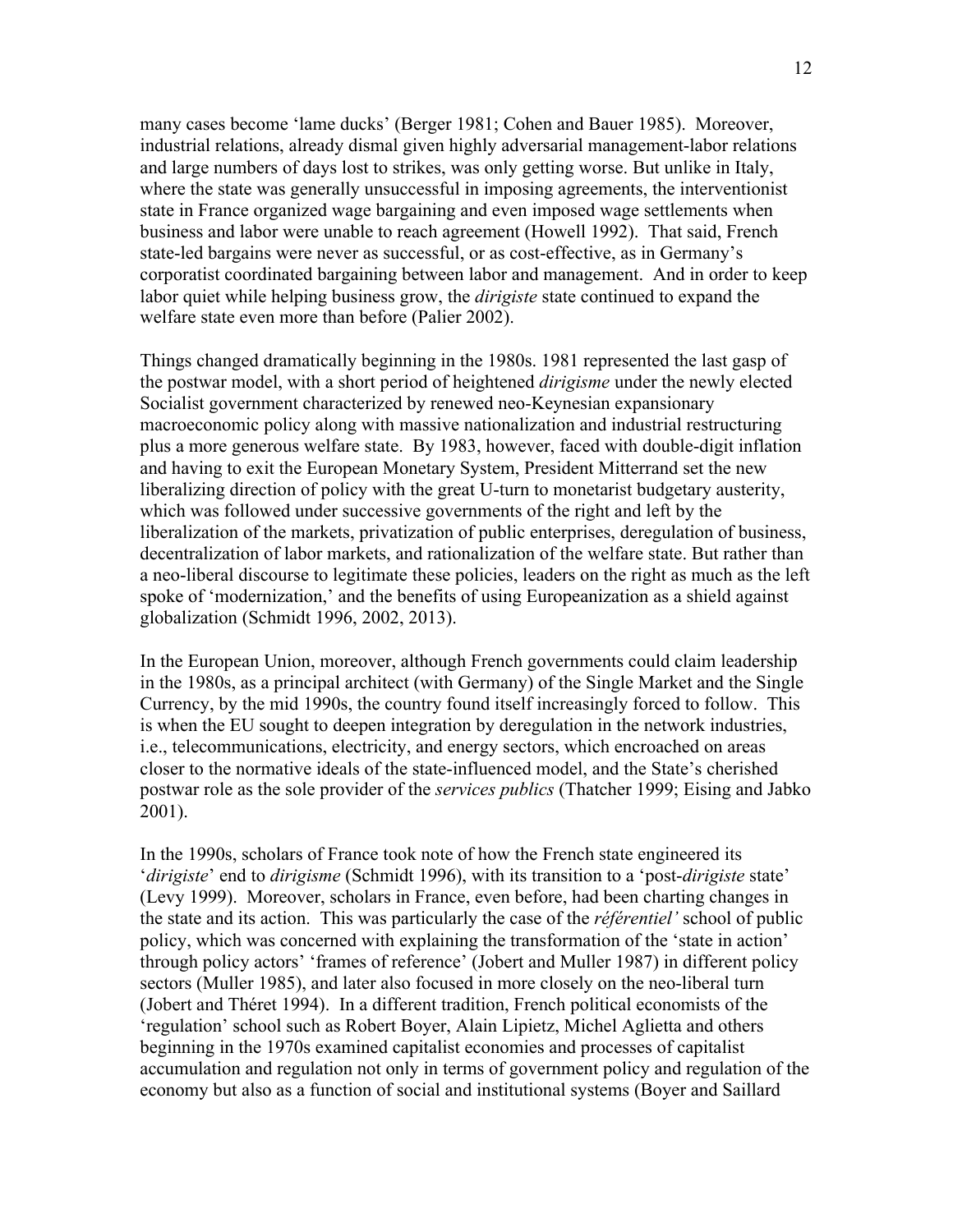many cases become 'lame ducks' (Berger 1981; Cohen and Bauer 1985). Moreover, industrial relations, already dismal given highly adversarial management-labor relations and large numbers of days lost to strikes, was only getting worse. But unlike in Italy, where the state was generally unsuccessful in imposing agreements, the interventionist state in France organized wage bargaining and even imposed wage settlements when business and labor were unable to reach agreement (Howell 1992). That said, French state-led bargains were never as successful, or as cost-effective, as in Germany's corporatist coordinated bargaining between labor and management. And in order to keep labor quiet while helping business grow, the *dirigiste* state continued to expand the welfare state even more than before (Palier 2002).

Things changed dramatically beginning in the 1980s. 1981 represented the last gasp of the postwar model, with a short period of heightened *dirigisme* under the newly elected Socialist government characterized by renewed neo-Keynesian expansionary macroeconomic policy along with massive nationalization and industrial restructuring plus a more generous welfare state. By 1983, however, faced with double-digit inflation and having to exit the European Monetary System, President Mitterrand set the new liberalizing direction of policy with the great U-turn to monetarist budgetary austerity, which was followed under successive governments of the right and left by the liberalization of the markets, privatization of public enterprises, deregulation of business, decentralization of labor markets, and rationalization of the welfare state. But rather than a neo-liberal discourse to legitimate these policies, leaders on the right as much as the left spoke of 'modernization,' and the benefits of using Europeanization as a shield against globalization (Schmidt 1996, 2002, 2013).

In the European Union, moreover, although French governments could claim leadership in the 1980s, as a principal architect (with Germany) of the Single Market and the Single Currency, by the mid 1990s, the country found itself increasingly forced to follow. This is when the EU sought to deepen integration by deregulation in the network industries, i.e., telecommunications, electricity, and energy sectors, which encroached on areas closer to the normative ideals of the state-influenced model, and the State's cherished postwar role as the sole provider of the *services publics* (Thatcher 1999; Eising and Jabko 2001).

In the 1990s, scholars of France took note of how the French state engineered its '*dirigiste*' end to *dirigisme* (Schmidt 1996), with its transition to a 'post-*dirigiste* state' (Levy 1999). Moreover, scholars in France, even before, had been charting changes in the state and its action. This was particularly the case of the *référentiel'* school of public policy, which was concerned with explaining the transformation of the 'state in action' through policy actors' 'frames of reference' (Jobert and Muller 1987) in different policy sectors (Muller 1985), and later also focused in more closely on the neo-liberal turn (Jobert and Théret 1994). In a different tradition, French political economists of the 'regulation' school such as Robert Boyer, Alain Lipietz, Michel Aglietta and others beginning in the 1970s examined capitalist economies and processes of capitalist accumulation and regulation not only in terms of government policy and regulation of the economy but also as a function of social and institutional systems (Boyer and Saillard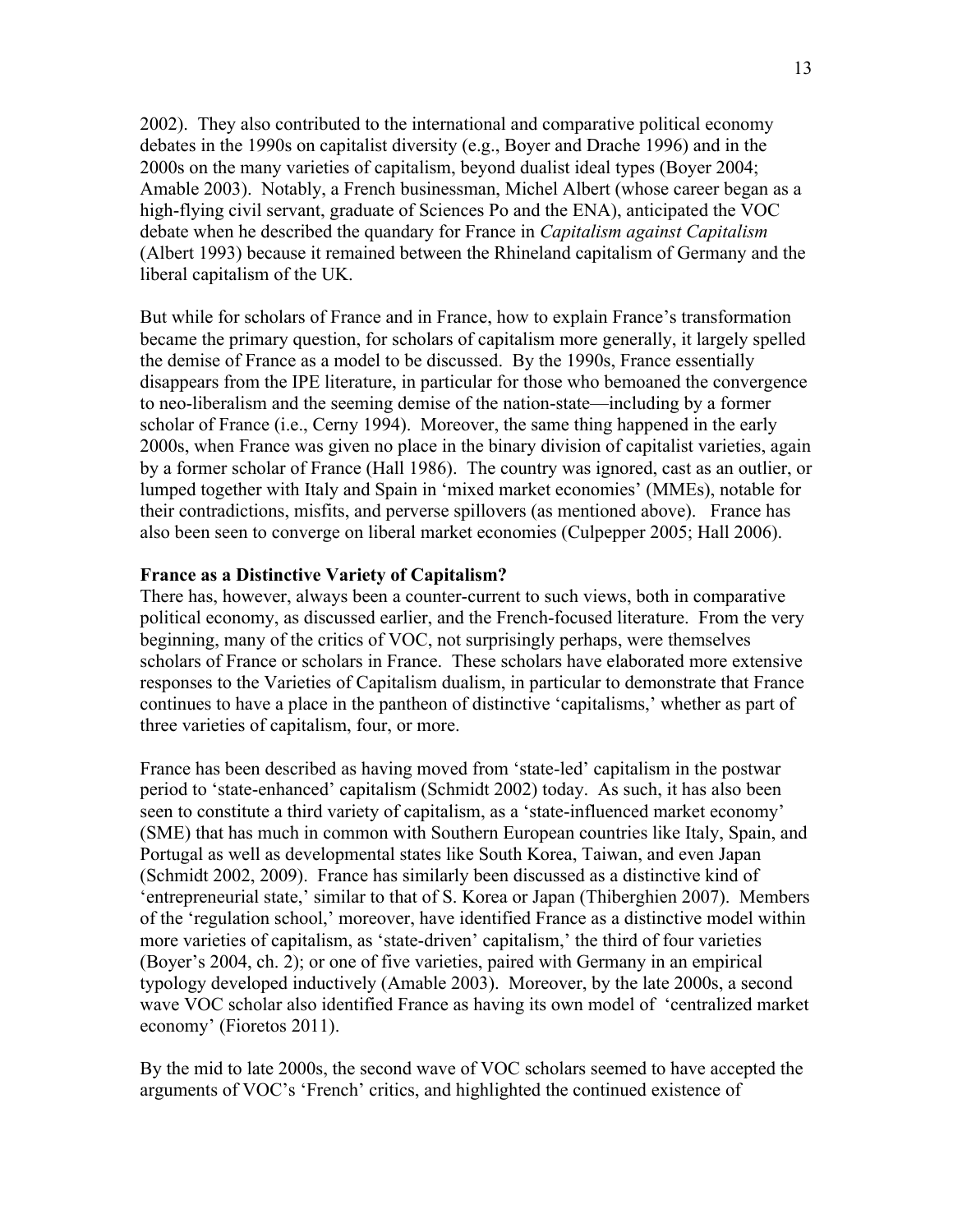2002). They also contributed to the international and comparative political economy debates in the 1990s on capitalist diversity (e.g., Boyer and Drache 1996) and in the 2000s on the many varieties of capitalism, beyond dualist ideal types (Boyer 2004; Amable 2003). Notably, a French businessman, Michel Albert (whose career began as a high-flying civil servant, graduate of Sciences Po and the ENA), anticipated the VOC debate when he described the quandary for France in *Capitalism against Capitalism* (Albert 1993) because it remained between the Rhineland capitalism of Germany and the liberal capitalism of the UK.

But while for scholars of France and in France, how to explain France's transformation became the primary question, for scholars of capitalism more generally, it largely spelled the demise of France as a model to be discussed. By the 1990s, France essentially disappears from the IPE literature, in particular for those who bemoaned the convergence to neo-liberalism and the seeming demise of the nation-state—including by a former scholar of France (i.e., Cerny 1994). Moreover, the same thing happened in the early 2000s, when France was given no place in the binary division of capitalist varieties, again by a former scholar of France (Hall 1986). The country was ignored, cast as an outlier, or lumped together with Italy and Spain in 'mixed market economies' (MMEs), notable for their contradictions, misfits, and perverse spillovers (as mentioned above). France has also been seen to converge on liberal market economies (Culpepper 2005; Hall 2006).

**France as a Distinctive Variety of Capitalism?**

There has, however, always been a counter-current to such views, both in comparative political economy, as discussed earlier, and the French-focused literature. From the very beginning, many of the critics of VOC, not surprisingly perhaps, were themselves scholars of France or scholars in France. These scholars have elaborated more extensive responses to the Varieties of Capitalism dualism, in particular to demonstrate that France continues to have a place in the pantheon of distinctive 'capitalisms,' whether as part of three varieties of capitalism, four, or more.

France has been described as having moved from 'state-led' capitalism in the postwar period to 'state-enhanced' capitalism (Schmidt 2002) today. As such, it has also been seen to constitute a third variety of capitalism, as a 'state-influenced market economy' (SME) that has much in common with Southern European countries like Italy, Spain, and Portugal as well as developmental states like South Korea, Taiwan, and even Japan (Schmidt 2002, 2009). France has similarly been discussed as a distinctive kind of 'entrepreneurial state,' similar to that of S. Korea or Japan (Thiberghien 2007). Members of the 'regulation school,' moreover, have identified France as a distinctive model within more varieties of capitalism, as 'state-driven' capitalism,' the third of four varieties (Boyer's 2004, ch. 2); or one of five varieties, paired with Germany in an empirical typology developed inductively (Amable 2003). Moreover, by the late 2000s, a second wave VOC scholar also identified France as having its own model of 'centralized market economy' (Fioretos 2011).

By the mid to late 2000s, the second wave of VOC scholars seemed to have accepted the arguments of VOC's 'French' critics, and highlighted the continued existence of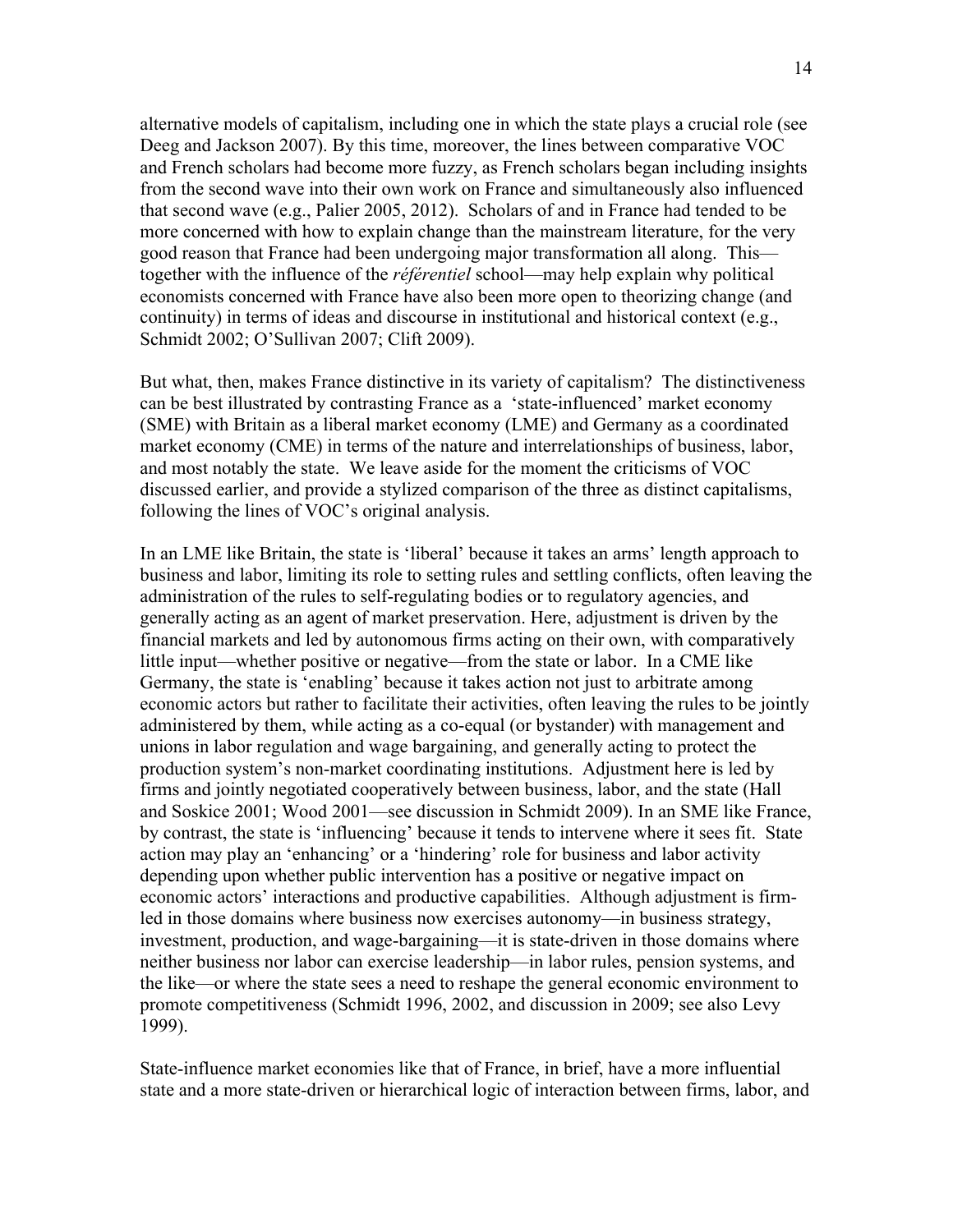alternative models of capitalism, including one in which the state plays a crucial role (see Deeg and Jackson 2007). By this time, moreover, the lines between comparative VOC and French scholars had become more fuzzy, as French scholars began including insights from the second wave into their own work on France and simultaneously also influenced that second wave (e.g., Palier 2005, 2012). Scholars of and in France had tended to be more concerned with how to explain change than the mainstream literature, for the very good reason that France had been undergoing major transformation all along. This—together with the influence of the *référentiel* school—may help explain why political economists concerned with France have also been more open to theorizing change (and continuity) in terms of ideas and discourse in institutional and historical context (e.g., Schmidt 2002; O'Sullivan 2007; Clift 2009).

But what, then, makes France distinctive in its variety of capitalism? The distinctiveness can be best illustrated by contrasting France as a 'state-influenced' market economy (SME) with Britain as a liberal market economy (LME) and Germany as a coordinated market economy (CME) in terms of the nature and interrelationships of business, labor, and most notably the state. We leave aside for the moment the criticisms of VOC discussed earlier, and provide a stylized comparison of the three as distinct capitalisms, following the lines of VOC's original analysis.

In an LME like Britain, the state is 'liberal' because it takes an arms' length approach to business and labor, limiting its role to setting rules and settling conflicts, often leaving the administration of the rules to self-regulating bodies or to regulatory agencies, and generally acting as an agent of market preservation. Here, adjustment is driven by the financial markets and led by autonomous firms acting on their own, with comparatively little input—whether positive or negative—from the state or labor. In a CME like Germany, the state is 'enabling' because it takes action not just to arbitrate among economic actors but rather to facilitate their activities, often leaving the rules to be jointly administered by them, while acting as a co-equal (or bystander) with management and unions in labor regulation and wage bargaining, and generally acting to protect the production system's non-market coordinating institutions. Adjustment here is led by firms and jointly negotiated cooperatively between business, labor, and the state (Hall and Soskice 2001; Wood 2001—see discussion in Schmidt 2009). In an SME like France, by contrast, the state is 'influencing' because it tends to intervene where it sees fit. State action may play an 'enhancing' or a 'hindering' role for business and labor activity depending upon whether public intervention has a positive or negative impact on economic actors' interactions and productive capabilities. Although adjustment is firm-led in those domains where business now exercises autonomy—in business strategy, investment, production, and wage-bargaining—it is state-driven in those domains where neither business nor labor can exercise leadership—in labor rules, pension systems, and the like—or where the state sees a need to reshape the general economic environment to promote competitiveness (Schmidt 1996, 2002, and discussion in 2009; see also Levy 1999).

State-influence market economies like that of France, in brief, have a more influential state and a more state-driven or hierarchical logic of interaction between firms, labor, and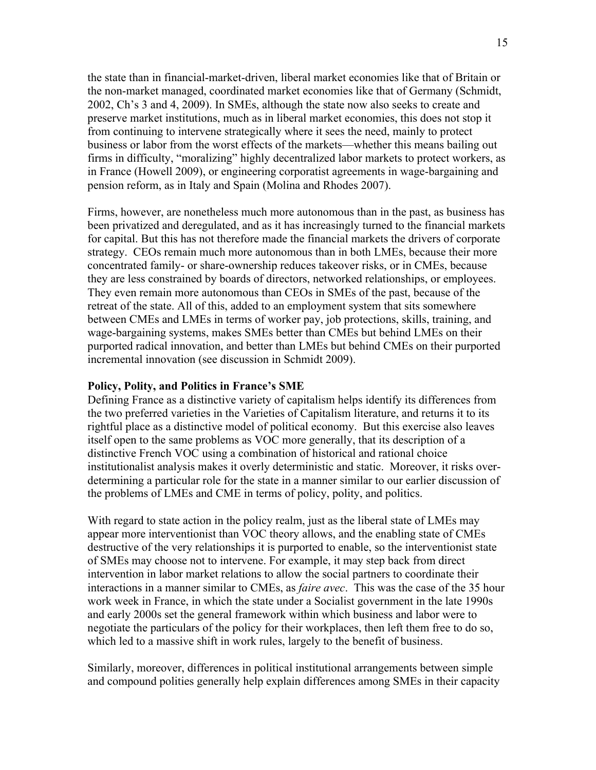the state than in financial-market-driven, liberal market economies like that of Britain or the non-market managed, coordinated market economies like that of Germany (Schmidt, 2002, Ch's 3 and 4, 2009). In SMEs, although the state now also seeks to create and preserve market institutions, much as in liberal market economies, this does not stop it from continuing to intervene strategically where it sees the need, mainly to protect business or labor from the worst effects of the markets—whether this means bailing out firms in difficulty, "moralizing" highly decentralized labor markets to protect workers, as in France (Howell 2009), or engineering corporatist agreements in wage-bargaining and pension reform, as in Italy and Spain (Molina and Rhodes 2007).

Firms, however, are nonetheless much more autonomous than in the past, as business has been privatized and deregulated, and as it has increasingly turned to the financial markets for capital. But this has not therefore made the financial markets the drivers of corporate strategy. CEOs remain much more autonomous than in both LMEs, because their more concentrated family- or share-ownership reduces takeover risks, or in CMEs, because they are less constrained by boards of directors, networked relationships, or employees. They even remain more autonomous than CEOs in SMEs of the past, because of the retreat of the state. All of this, added to an employment system that sits somewhere between CMEs and LMEs in terms of worker pay, job protections, skills, training, and wage-bargaining systems, makes SMEs better than CMEs but behind LMEs on their purported radical innovation, and better than LMEs but behind CMEs on their purported incremental innovation (see discussion in Schmidt 2009).

**Policy, Polity, and Politics in France's SME**

Defining France as a distinctive variety of capitalism helps identify its differences from the two preferred varieties in the Varieties of Capitalism literature, and returns it to its rightful place as a distinctive model of political economy. But this exercise also leaves itself open to the same problems as VOC more generally, that its description of a distinctive French VOC using a combination of historical and rational choice institutionalist analysis makes it overly deterministic and static. Moreover, it risks over-determining a particular role for the state in a manner similar to our earlier discussion of the problems of LMEs and CME in terms of policy, polity, and politics.

With regard to state action in the policy realm, just as the liberal state of LMEs may appear more interventionist than VOC theory allows, and the enabling state of CMEs destructive of the very relationships it is purported to enable, so the interventionist state of SMEs may choose not to intervene. For example, it may step back from direct intervention in labor market relations to allow the social partners to coordinate their interactions in a manner similar to CMEs, as *faire avec*. This was the case of the 35 hour work week in France, in which the state under a Socialist government in the late 1990s and early 2000s set the general framework within which business and labor were to negotiate the particulars of the policy for their workplaces, then left them free to do so, which led to a massive shift in work rules, largely to the benefit of business.

Similarly, moreover, differences in political institutional arrangements between simple and compound polities generally help explain differences among SMEs in their capacity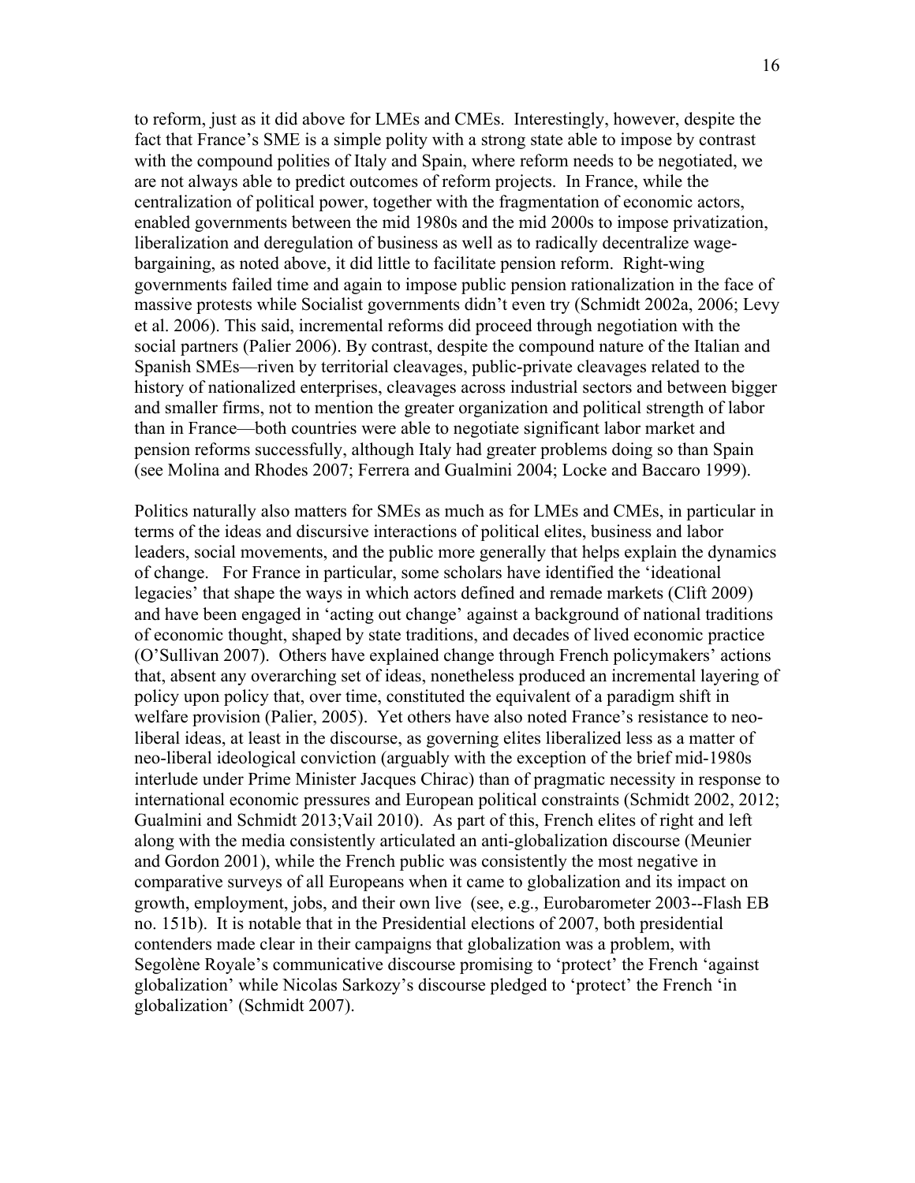to reform, just as it did above for LMEs and CMEs. Interestingly, however, despite the fact that France's SME is a simple polity with a strong state able to impose by contrast with the compound polities of Italy and Spain, where reform needs to be negotiated, we are not always able to predict outcomes of reform projects. In France, while the centralization of political power, together with the fragmentation of economic actors, enabled governments between the mid 1980s and the mid 2000s to impose privatization, liberalization and deregulation of business as well as to radically decentralize wage-bargaining, as noted above, it did little to facilitate pension reform. Right-wing governments failed time and again to impose public pension rationalization in the face of massive protests while Socialist governments didn't even try (Schmidt 2002a, 2006; Levy et al. 2006). This said, incremental reforms did proceed through negotiation with the social partners (Palier 2006). By contrast, despite the compound nature of the Italian and Spanish SMEs—riven by territorial cleavages, public-private cleavages related to the history of nationalized enterprises, cleavages across industrial sectors and between bigger and smaller firms, not to mention the greater organization and political strength of labor than in France—both countries were able to negotiate significant labor market and pension reforms successfully, although Italy had greater problems doing so than Spain (see Molina and Rhodes 2007; Ferrera and Gualmini 2004; Locke and Baccaro 1999).

Politics naturally also matters for SMEs as much as for LMEs and CMEs, in particular in terms of the ideas and discursive interactions of political elites, business and labor leaders, social movements, and the public more generally that helps explain the dynamics of change. For France in particular, some scholars have identified the 'ideational legacies' that shape the ways in which actors defined and remade markets (Clift 2009) and have been engaged in 'acting out change' against a background of national traditions of economic thought, shaped by state traditions, and decades of lived economic practice (O'Sullivan 2007). Others have explained change through French policymakers' actions that, absent any overarching set of ideas, nonetheless produced an incremental layering of policy upon policy that, over time, constituted the equivalent of a paradigm shift in welfare provision (Palier, 2005). Yet others have also noted France's resistance to neo-liberal ideas, at least in the discourse, as governing elites liberalized less as a matter of neo-liberal ideological conviction (arguably with the exception of the brief mid-1980s interlude under Prime Minister Jacques Chirac) than of pragmatic necessity in response to international economic pressures and European political constraints (Schmidt 2002, 2012; Gualmini and Schmidt 2013;Vail 2010). As part of this, French elites of right and left along with the media consistently articulated an anti-globalization discourse (Meunier and Gordon 2001), while the French public was consistently the most negative in comparative surveys of all Europeans when it came to globalization and its impact on growth, employment, jobs, and their own live (see, e.g., Eurobarometer 2003--Flash EB no. 151b). It is notable that in the Presidential elections of 2007, both presidential contenders made clear in their campaigns that globalization was a problem, with Segolène Royale's communicative discourse promising to 'protect' the French 'against globalization' while Nicolas Sarkozy's discourse pledged to 'protect' the French 'in globalization' (Schmidt 2007).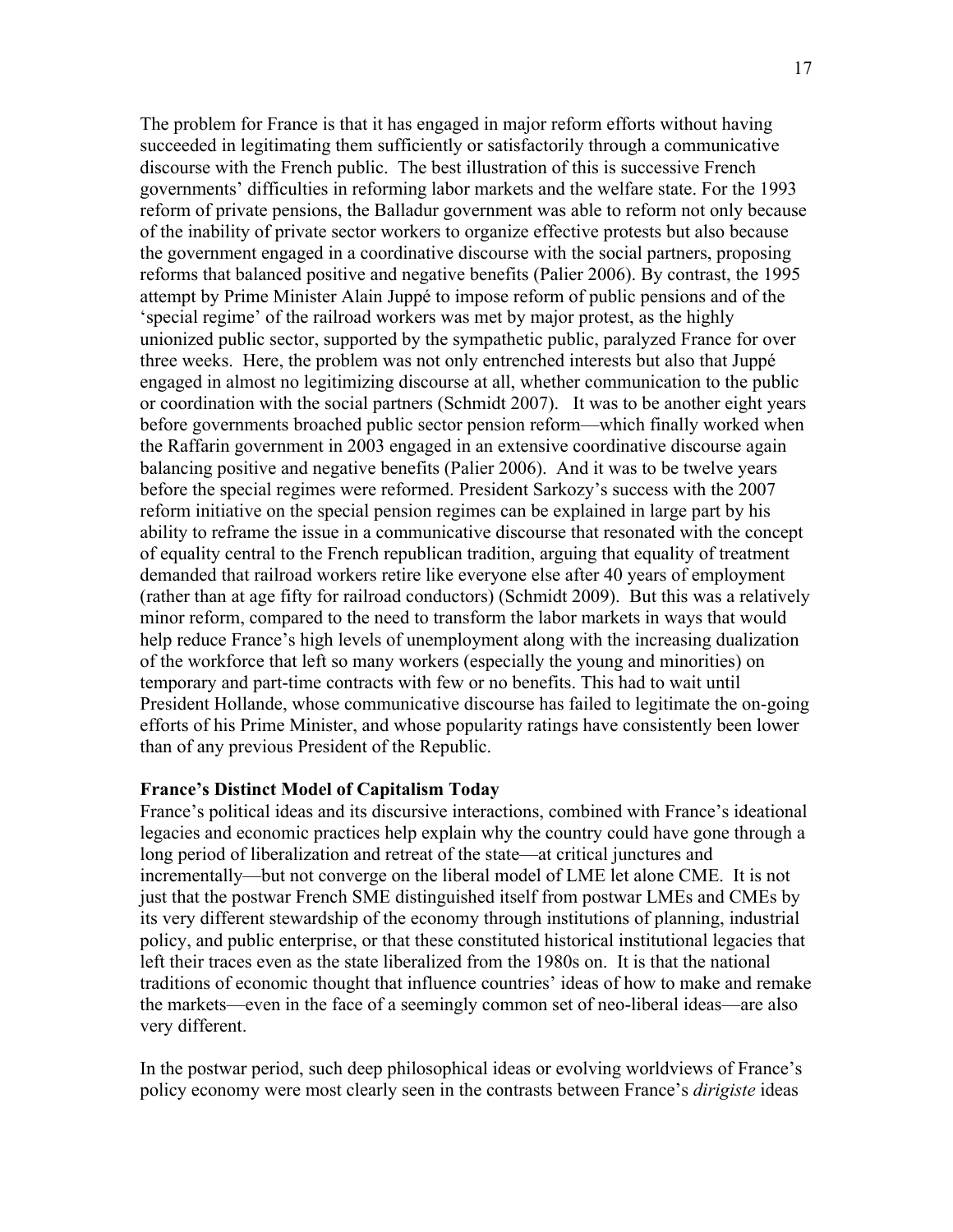The problem for France is that it has engaged in major reform efforts without having succeeded in legitimating them sufficiently or satisfactorily through a communicative discourse with the French public. The best illustration of this is successive French governments' difficulties in reforming labor markets and the welfare state. For the 1993 reform of private pensions, the Balladur government was able to reform not only because of the inability of private sector workers to organize effective protests but also because the government engaged in a coordinative discourse with the social partners, proposing reforms that balanced positive and negative benefits (Palier 2006). By contrast, the 1995 attempt by Prime Minister Alain Juppé to impose reform of public pensions and of the 'special regime' of the railroad workers was met by major protest, as the highly unionized public sector, supported by the sympathetic public, paralyzed France for over three weeks. Here, the problem was not only entrenched interests but also that Juppé engaged in almost no legitimizing discourse at all, whether communication to the public or coordination with the social partners (Schmidt 2007). It was to be another eight years before governments broached public sector pension reform—which finally worked when the Raffarin government in 2003 engaged in an extensive coordinative discourse again balancing positive and negative benefits (Palier 2006). And it was to be twelve years before the special regimes were reformed. President Sarkozy's success with the 2007 reform initiative on the special pension regimes can be explained in large part by his ability to reframe the issue in a communicative discourse that resonated with the concept of equality central to the French republican tradition, arguing that equality of treatment demanded that railroad workers retire like everyone else after 40 years of employment (rather than at age fifty for railroad conductors) (Schmidt 2009). But this was a relatively minor reform, compared to the need to transform the labor markets in ways that would help reduce France's high levels of unemployment along with the increasing dualization of the workforce that left so many workers (especially the young and minorities) on temporary and part-time contracts with few or no benefits. This had to wait until President Hollande, whose communicative discourse has failed to legitimate the on-going efforts of his Prime Minister, and whose popularity ratings have consistently been lower than of any previous President of the Republic.

**France's Distinct Model of Capitalism Today**

France's political ideas and its discursive interactions, combined with France's ideational legacies and economic practices help explain why the country could have gone through a long period of liberalization and retreat of the state—at critical junctures and incrementally—but not converge on the liberal model of LME let alone CME. It is not just that the postwar French SME distinguished itself from postwar LMEs and CMEs by its very different stewardship of the economy through institutions of planning, industrial policy, and public enterprise, or that these constituted historical institutional legacies that left their traces even as the state liberalized from the 1980s on. It is that the national traditions of economic thought that influence countries' ideas of how to make and remake the markets—even in the face of a seemingly common set of neo-liberal ideas—are also very different.

In the postwar period, such deep philosophical ideas or evolving worldviews of France's policy economy were most clearly seen in the contrasts between France's *dirigiste* ideas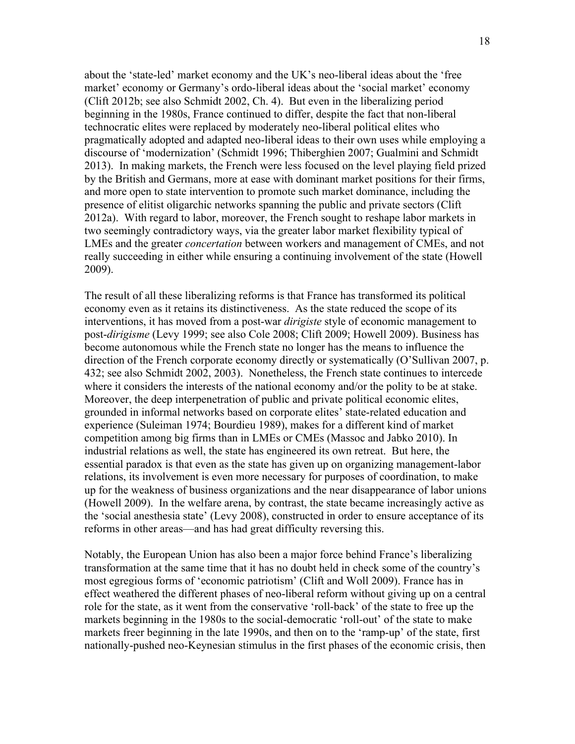about the 'state-led' market economy and the UK's neo-liberal ideas about the 'free market' economy or Germany's ordo-liberal ideas about the 'social market' economy (Clift 2012b; see also Schmidt 2002, Ch. 4). But even in the liberalizing period beginning in the 1980s, France continued to differ, despite the fact that non-liberal technocratic elites were replaced by moderately neo-liberal political elites who pragmatically adopted and adapted neo-liberal ideas to their own uses while employing a discourse of 'modernization' (Schmidt 1996; Thiberghien 2007; Gualmini and Schmidt 2013). In making markets, the French were less focused on the level playing field prized by the British and Germans, more at ease with dominant market positions for their firms, and more open to state intervention to promote such market dominance, including the presence of elitist oligarchic networks spanning the public and private sectors (Clift 2012a). With regard to labor, moreover, the French sought to reshape labor markets in two seemingly contradictory ways, via the greater labor market flexibility typical of LMEs and the greater *concertation* between workers and management of CMEs, and not really succeeding in either while ensuring a continuing involvement of the state (Howell 2009).

The result of all these liberalizing reforms is that France has transformed its political economy even as it retains its distinctiveness. As the state reduced the scope of its interventions, it has moved from a post-war *dirigiste* style of economic management to post-*dirigisme* (Levy 1999; see also Cole 2008; Clift 2009; Howell 2009). Business has become autonomous while the French state no longer has the means to influence the direction of the French corporate economy directly or systematically (O'Sullivan 2007, p. 432; see also Schmidt 2002, 2003). Nonetheless, the French state continues to intercede where it considers the interests of the national economy and/or the polity to be at stake. Moreover, the deep interpenetration of public and private political economic elites, grounded in informal networks based on corporate elites' state-related education and experience (Suleiman 1974; Bourdieu 1989), makes for a different kind of market competition among big firms than in LMEs or CMEs (Massoc and Jabko 2010). In industrial relations as well, the state has engineered its own retreat. But here, the essential paradox is that even as the state has given up on organizing management-labor relations, its involvement is even more necessary for purposes of coordination, to make up for the weakness of business organizations and the near disappearance of labor unions (Howell 2009). In the welfare arena, by contrast, the state became increasingly active as the 'social anesthesia state' (Levy 2008), constructed in order to ensure acceptance of its reforms in other areas—and has had great difficulty reversing this.

Notably, the European Union has also been a major force behind France's liberalizing transformation at the same time that it has no doubt held in check some of the country's most egregious forms of 'economic patriotism' (Clift and Woll 2009). France has in effect weathered the different phases of neo-liberal reform without giving up on a central role for the state, as it went from the conservative 'roll-back' of the state to free up the markets beginning in the 1980s to the social-democratic 'roll-out' of the state to make markets freer beginning in the late 1990s, and then on to the 'ramp-up' of the state, first nationally-pushed neo-Keynesian stimulus in the first phases of the economic crisis, then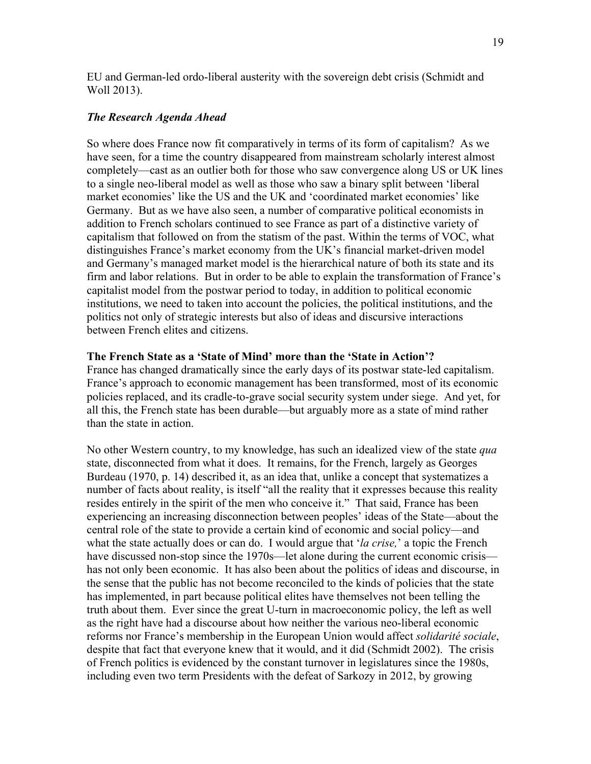EU and German-led ordo-liberal austerity with the sovereign debt crisis (Schmidt and Woll 2013).

### *The Research Agenda Ahead*

So where does France now fit comparatively in terms of its form of capitalism? As we have seen, for a time the country disappeared from mainstream scholarly interest almost completely—cast as an outlier both for those who saw convergence along US or UK lines to a single neo-liberal model as well as those who saw a binary split between 'liberal market economies' like the US and the UK and 'coordinated market economies' like Germany. But as we have also seen, a number of comparative political economists in addition to French scholars continued to see France as part of a distinctive variety of capitalism that followed on from the statism of the past. Within the terms of VOC, what distinguishes France's market economy from the UK's financial market-driven model and Germany's managed market model is the hierarchical nature of both its state and its firm and labor relations. But in order to be able to explain the transformation of France's capitalist model from the postwar period to today, in addition to political economic institutions, we need to taken into account the policies, the political institutions, and the politics not only of strategic interests but also of ideas and discursive interactions between French elites and citizens.

### The French State as a 'State of Mind' more than the 'State in Action'?

France has changed dramatically since the early days of its postwar state-led capitalism. France's approach to economic management has been transformed, most of its economic policies replaced, and its cradle-to-grave social security system under siege. And yet, for all this, the French state has been durable—but arguably more as a state of mind rather than the state in action.

No other Western country, to my knowledge, has such an idealized view of the state *qua* state, disconnected from what it does. It remains, for the French, largely as Georges Burdeau (1970, p. 14) described it, as an idea that, unlike a concept that systematizes a number of facts about reality, is itself "all the reality that it expresses because this reality resides entirely in the spirit of the men who conceive it." That said, France has been experiencing an increasing disconnection between peoples' ideas of the State—about the central role of the state to provide a certain kind of economic and social policy—and what the state actually does or can do. I would argue that '*la crise,*' a topic the French have discussed non-stop since the 1970s—let alone during the current economic crisis—has not only been economic. It has also been about the politics of ideas and discourse, in the sense that the public has not become reconciled to the kinds of policies that the state has implemented, in part because political elites have themselves not been telling the truth about them. Ever since the great U-turn in macroeconomic policy, the left as well as the right have had a discourse about how neither the various neo-liberal economic reforms nor France's membership in the European Union would affect *solidarité sociale*, despite that fact that everyone knew that it would, and it did (Schmidt 2002). The crisis of French politics is evidenced by the constant turnover in legislatures since the 1980s, including even two term Presidents with the defeat of Sarkozy in 2012, by growing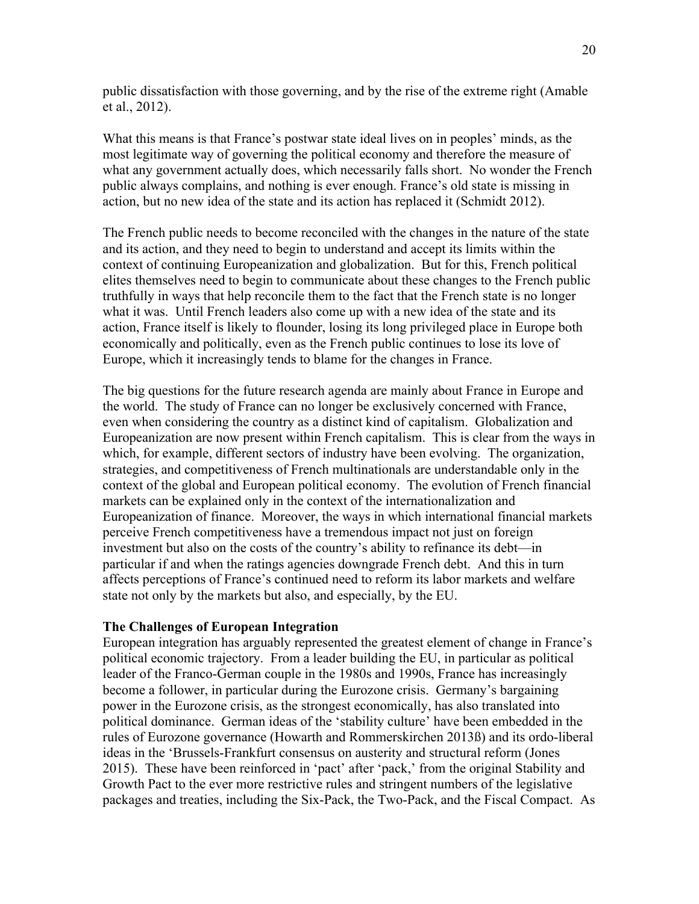public dissatisfaction with those governing, and by the rise of the extreme right (Amable et al., 2012).

What this means is that France's postwar state ideal lives on in peoples' minds, as the most legitimate way of governing the political economy and therefore the measure of what any government actually does, which necessarily falls short. No wonder the French public always complains, and nothing is ever enough. France's old state is missing in action, but no new idea of the state and its action has replaced it (Schmidt 2012).

The French public needs to become reconciled with the changes in the nature of the state and its action, and they need to begin to understand and accept its limits within the context of continuing Europeanization and globalization. But for this, French political elites themselves need to begin to communicate about these changes to the French public truthfully in ways that help reconcile them to the fact that the French state is no longer what it was. Until French leaders also come up with a new idea of the state and its action, France itself is likely to flounder, losing its long privileged place in Europe both economically and politically, even as the French public continues to lose its love of Europe, which it increasingly tends to blame for the changes in France.

The big questions for the future research agenda are mainly about France in Europe and the world. The study of France can no longer be exclusively concerned with France, even when considering the country as a distinct kind of capitalism. Globalization and Europeanization are now present within French capitalism. This is clear from the ways in which, for example, different sectors of industry have been evolving. The organization, strategies, and competitiveness of French multinationals are understandable only in the context of the global and European political economy. The evolution of French financial markets can be explained only in the context of the internationalization and Europeanization of finance. Moreover, the ways in which international financial markets perceive French competitiveness have a tremendous impact not just on foreign investment but also on the costs of the country's ability to refinance its debt—in particular if and when the ratings agencies downgrade French debt. And this in turn affects perceptions of France's continued need to reform its labor markets and welfare state not only by the markets but also, and especially, by the EU.

**The Challenges of European Integration**

European integration has arguably represented the greatest element of change in France's political economic trajectory. From a leader building the EU, in particular as political leader of the Franco-German couple in the 1980s and 1990s, France has increasingly become a follower, in particular during the Eurozone crisis. Germany's bargaining power in the Eurozone crisis, as the strongest economically, has also translated into political dominance. German ideas of the 'stability culture' have been embedded in the rules of Eurozone governance (Howarth and Rommerskirchen 2013ß) and its ordo-liberal ideas in the 'Brussels-Frankfurt consensus on austerity and structural reform (Jones 2015). These have been reinforced in 'pact' after 'pack,' from the original Stability and Growth Pact to the ever more restrictive rules and stringent numbers of the legislative packages and treaties, including the Six-Pack, the Two-Pack, and the Fiscal Compact. As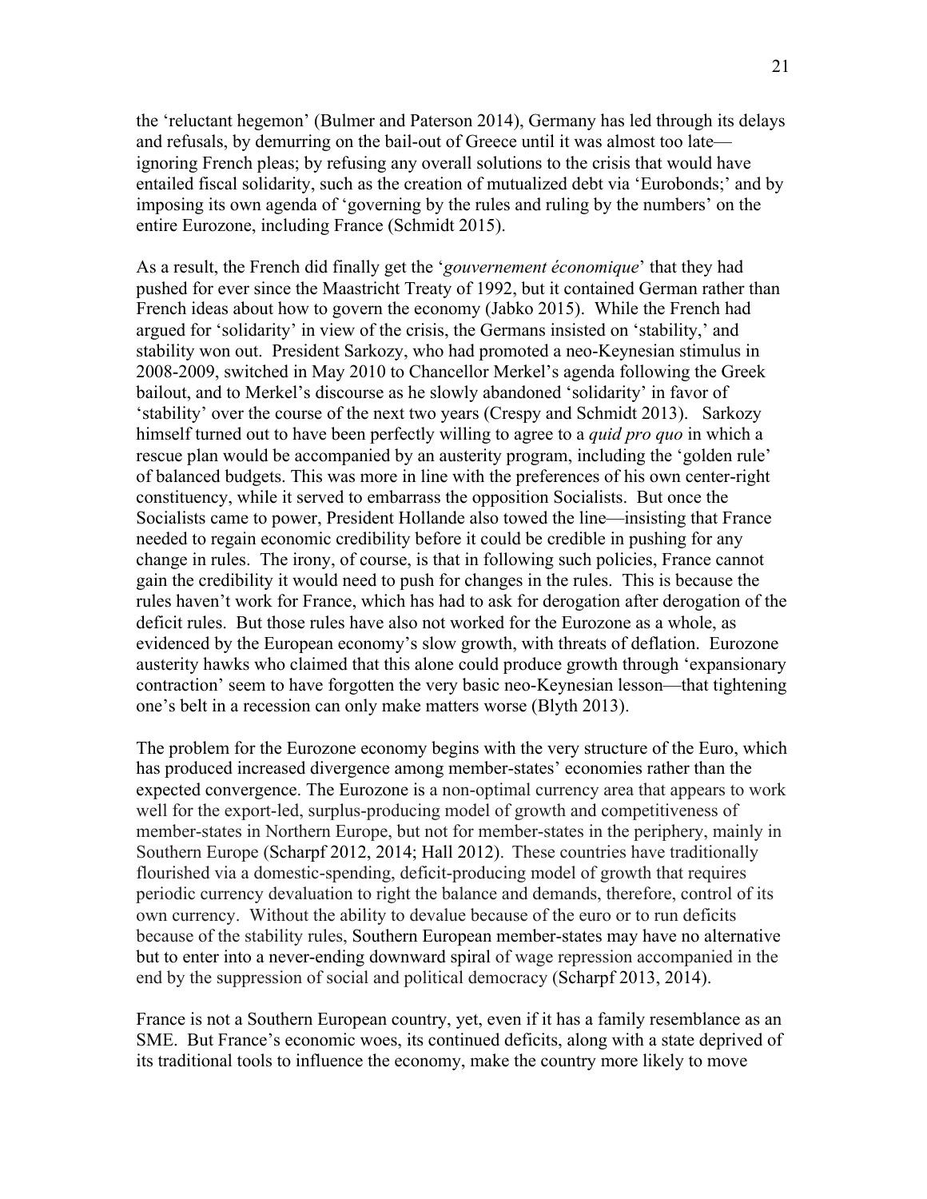the 'reluctant hegemon' (Bulmer and Paterson 2014), Germany has led through its delays and refusals, by demurring on the bail-out of Greece until it was almost too late—ignoring French pleas; by refusing any overall solutions to the crisis that would have entailed fiscal solidarity, such as the creation of mutualized debt via 'Eurobonds;' and by imposing its own agenda of 'governing by the rules and ruling by the numbers' on the entire Eurozone, including France (Schmidt 2015).

As a result, the French did finally get the '*gouvernement économique*' that they had pushed for ever since the Maastricht Treaty of 1992, but it contained German rather than French ideas about how to govern the economy (Jabko 2015). While the French had argued for 'solidarity' in view of the crisis, the Germans insisted on 'stability,' and stability won out. President Sarkozy, who had promoted a neo-Keynesian stimulus in 2008-2009, switched in May 2010 to Chancellor Merkel's agenda following the Greek bailout, and to Merkel's discourse as he slowly abandoned 'solidarity' in favor of 'stability' over the course of the next two years (Crespy and Schmidt 2013). Sarkozy himself turned out to have been perfectly willing to agree to a *quid pro quo* in which a rescue plan would be accompanied by an austerity program, including the 'golden rule' of balanced budgets. This was more in line with the preferences of his own center-right constituency, while it served to embarrass the opposition Socialists. But once the Socialists came to power, President Hollande also towed the line—insisting that France needed to regain economic credibility before it could be credible in pushing for any change in rules. The irony, of course, is that in following such policies, France cannot gain the credibility it would need to push for changes in the rules. This is because the rules haven't work for France, which has had to ask for derogation after derogation of the deficit rules. But those rules have also not worked for the Eurozone as a whole, as evidenced by the European economy's slow growth, with threats of deflation. Eurozone austerity hawks who claimed that this alone could produce growth through 'expansionary contraction' seem to have forgotten the very basic neo-Keynesian lesson—that tightening one's belt in a recession can only make matters worse (Blyth 2013).

The problem for the Eurozone economy begins with the very structure of the Euro, which has produced increased divergence among member-states' economies rather than the expected convergence. The Eurozone is a non-optimal currency area that appears to work well for the export-led, surplus-producing model of growth and competitiveness of member-states in Northern Europe, but not for member-states in the periphery, mainly in Southern Europe (Scharpf 2012, 2014; Hall 2012). These countries have traditionally flourished via a domestic-spending, deficit-producing model of growth that requires periodic currency devaluation to right the balance and demands, therefore, control of its own currency. Without the ability to devalue because of the euro or to run deficits because of the stability rules, Southern European member-states may have no alternative but to enter into a never-ending downward spiral of wage repression accompanied in the end by the suppression of social and political democracy (Scharpf 2013, 2014).

France is not a Southern European country, yet, even if it has a family resemblance as an SME. But France's economic woes, its continued deficits, along with a state deprived of its traditional tools to influence the economy, make the country more likely to move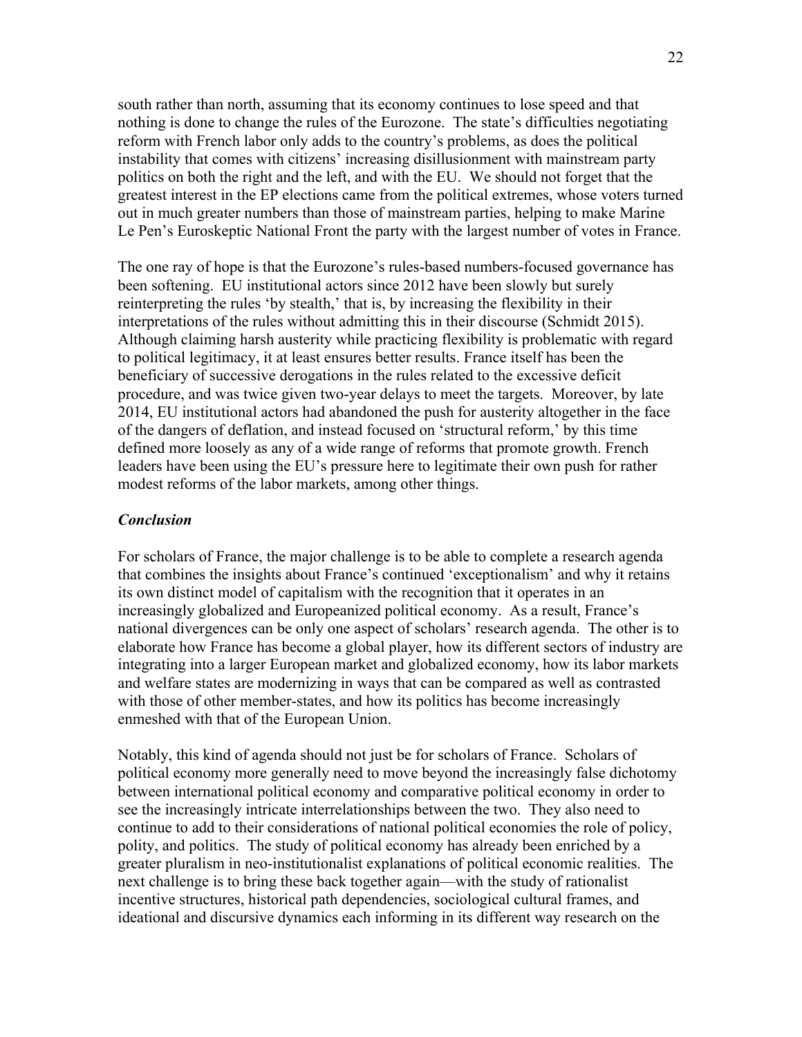south rather than north, assuming that its economy continues to lose speed and that nothing is done to change the rules of the Eurozone. The state's difficulties negotiating reform with French labor only adds to the country's problems, as does the political instability that comes with citizens' increasing disillusionment with mainstream party politics on both the right and the left, and with the EU. We should not forget that the greatest interest in the EP elections came from the political extremes, whose voters turned out in much greater numbers than those of mainstream parties, helping to make Marine Le Pen's Euroskeptic National Front the party with the largest number of votes in France.

The one ray of hope is that the Eurozone's rules-based numbers-focused governance has been softening. EU institutional actors since 2012 have been slowly but surely reinterpreting the rules 'by stealth,' that is, by increasing the flexibility in their interpretations of the rules without admitting this in their discourse (Schmidt 2015). Although claiming harsh austerity while practicing flexibility is problematic with regard to political legitimacy, it at least ensures better results. France itself has been the beneficiary of successive derogations in the rules related to the excessive deficit procedure, and was twice given two-year delays to meet the targets. Moreover, by late 2014, EU institutional actors had abandoned the push for austerity altogether in the face of the dangers of deflation, and instead focused on 'structural reform,' by this time defined more loosely as any of a wide range of reforms that promote growth. French leaders have been using the EU's pressure here to legitimate their own push for rather modest reforms of the labor markets, among other things.

### *Conclusion*

For scholars of France, the major challenge is to be able to complete a research agenda that combines the insights about France's continued 'exceptionalism' and why it retains its own distinct model of capitalism with the recognition that it operates in an increasingly globalized and Europeanized political economy. As a result, France's national divergences can be only one aspect of scholars' research agenda. The other is to elaborate how France has become a global player, how its different sectors of industry are integrating into a larger European market and globalized economy, how its labor markets and welfare states are modernizing in ways that can be compared as well as contrasted with those of other member-states, and how its politics has become increasingly enmeshed with that of the European Union.

Notably, this kind of agenda should not just be for scholars of France. Scholars of political economy more generally need to move beyond the increasingly false dichotomy between international political economy and comparative political economy in order to see the increasingly intricate interrelationships between the two. They also need to continue to add to their considerations of national political economies the role of policy, polity, and politics. The study of political economy has already been enriched by a greater pluralism in neo-institutionalist explanations of political economic realities. The next challenge is to bring these back together again—with the study of rationalist incentive structures, historical path dependencies, sociological cultural frames, and ideational and discursive dynamics each informing in its different way research on the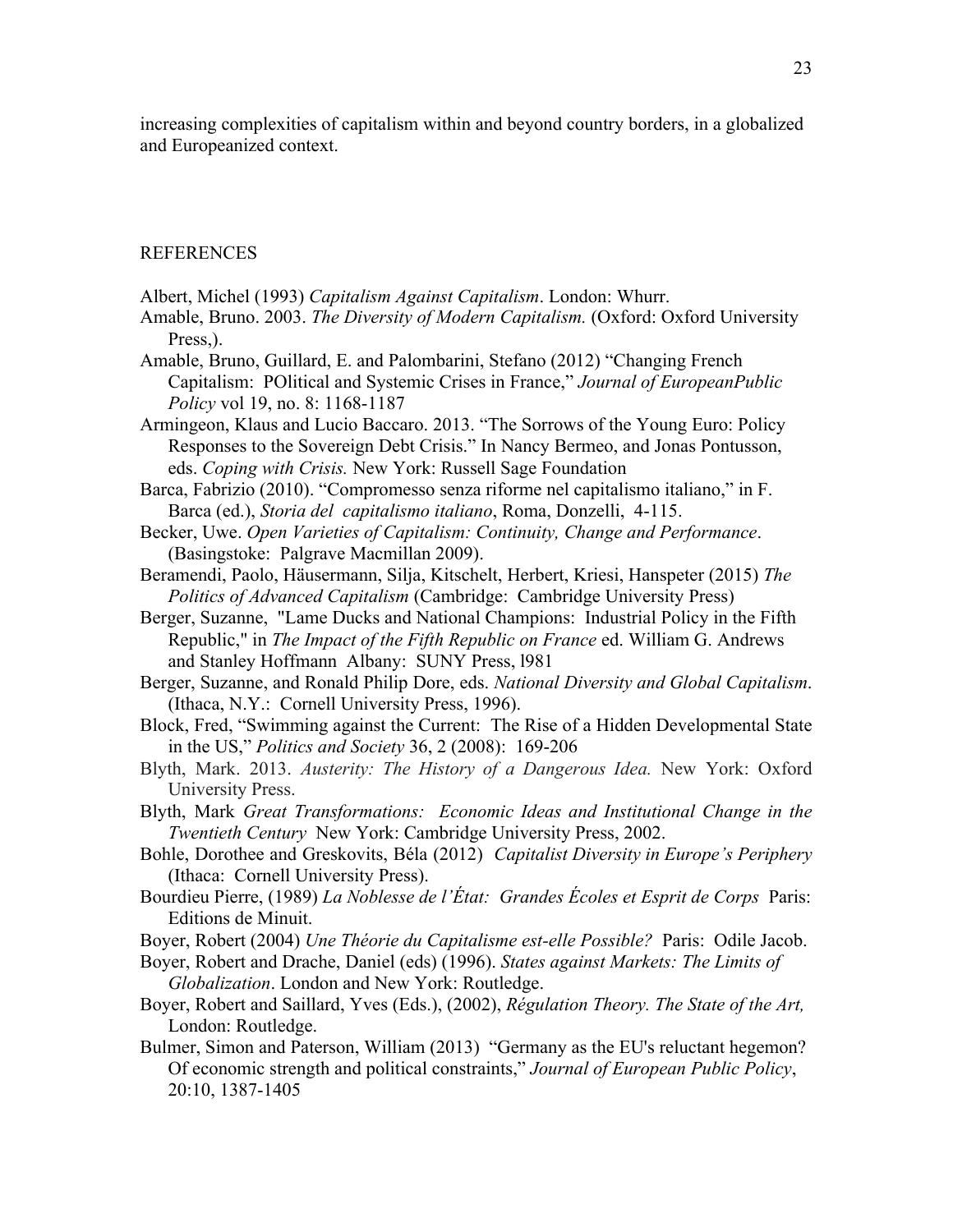increasing complexities of capitalism within and beyond country borders, in a globalized and Europeanized context.

## REFERENCES

Albert, Michel (1993) *Capitalism Against Capitalism*. London: Whurr.

Amable, Bruno. 2003. *The Diversity of Modern Capitalism.* (Oxford: Oxford University Press,).

Amable, Bruno, Guillard, E. and Palombarini, Stefano (2012) "Changing French Capitalism: POlitical and Systemic Crises in France," *Journal of EuropeanPublic Policy* vol 19, no. 8: 1168-1187

Armingeon, Klaus and Lucio Baccaro. 2013. "The Sorrows of the Young Euro: Policy Responses to the Sovereign Debt Crisis." In Nancy Bermeo, and Jonas Pontusson, eds. *Coping with Crisis.* New York: Russell Sage Foundation

Barca, Fabrizio (2010). "Compromesso senza riforme nel capitalismo italiano," in F. Barca (ed.), *Storia del capitalismo italiano*, Roma, Donzelli, 4-115.

Becker, Uwe. *Open Varieties of Capitalism: Continuity, Change and Performance*. (Basingstoke: Palgrave Macmillan 2009).

Beramendi, Paolo, Häusermann, Silja, Kitschelt, Herbert, Kriesi, Hanspeter (2015) *The Politics of Advanced Capitalism* (Cambridge: Cambridge University Press)

Berger, Suzanne, "Lame Ducks and National Champions: Industrial Policy in the Fifth Republic," in *The Impact of the Fifth Republic on France* ed. William G. Andrews and Stanley Hoffmann Albany: SUNY Press, l981

Berger, Suzanne, and Ronald Philip Dore, eds. *National Diversity and Global Capitalism*. (Ithaca, N.Y.: Cornell University Press, 1996).

Block, Fred, "Swimming against the Current: The Rise of a Hidden Developmental State in the US," *Politics and Society* 36, 2 (2008): 169-206

Blyth, Mark. 2013. *Austerity: The History of a Dangerous Idea.* New York: Oxford University Press.

Blyth, Mark *Great Transformations: Economic Ideas and Institutional Change in the Twentieth Century* New York: Cambridge University Press, 2002.

Bohle, Dorothee and Greskovits, Béla (2012) *Capitalist Diversity in Europe's Periphery* (Ithaca: Cornell University Press).

Bourdieu Pierre, (1989) *La Noblesse de l'État: Grandes Écoles et Esprit de Corps* Paris: Editions de Minuit.

Boyer, Robert (2004) *Une Théorie du Capitalisme est-elle Possible?* Paris: Odile Jacob.

Boyer, Robert and Drache, Daniel (eds) (1996). *States against Markets: The Limits of Globalization*. London and New York: Routledge.

Boyer, Robert and Saillard, Yves (Eds.), (2002), *Régulation Theory. The State of the Art,* London: Routledge.

Bulmer, Simon and Paterson, William (2013) "Germany as the EU's reluctant hegemon? Of economic strength and political constraints," *Journal of European Public Policy*, 20:10, 1387-1405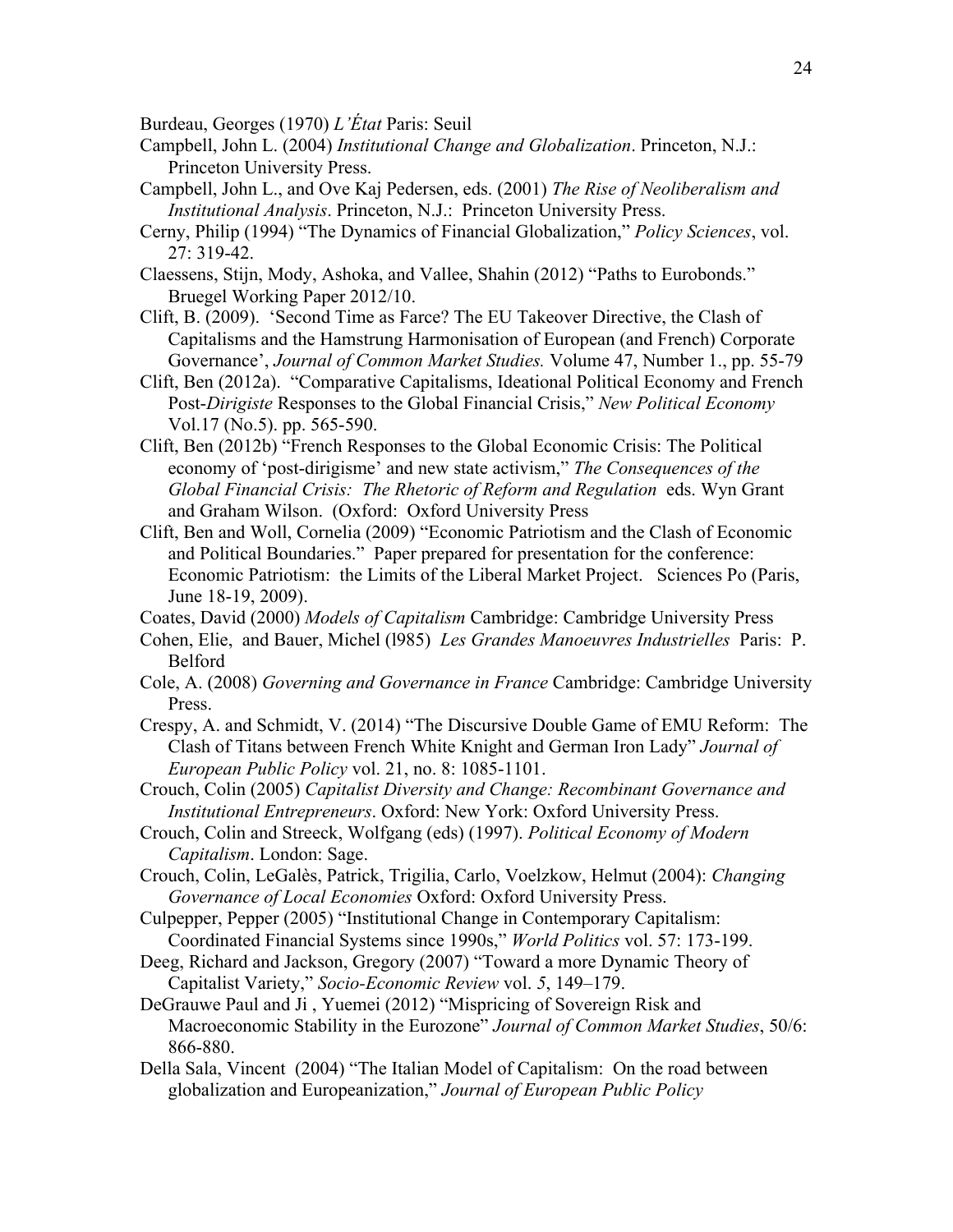Burdeau, Georges (1970) *L'État* Paris: Seuil

Campbell, John L. (2004) *Institutional Change and Globalization*. Princeton, N.J.: Princeton University Press.

Campbell, John L., and Ove Kaj Pedersen, eds. (2001) *The Rise of Neoliberalism and Institutional Analysis*. Princeton, N.J.: Princeton University Press.

Cerny, Philip (1994) "The Dynamics of Financial Globalization," *Policy Sciences*, vol. 27: 319-42.

Claessens, Stijn, Mody, Ashoka, and Vallee, Shahin (2012) "Paths to Eurobonds." Bruegel Working Paper 2012/10.

Clift, B. (2009). 'Second Time as Farce? The EU Takeover Directive, the Clash of Capitalisms and the Hamstrung Harmonisation of European (and French) Corporate Governance', *Journal of Common Market Studies.* Volume 47, Number 1., pp. 55-79

Clift, Ben (2012a). "Comparative Capitalisms, Ideational Political Economy and French Post-*Dirigiste* Responses to the Global Financial Crisis," *New Political Economy* Vol.17 (No.5). pp. 565-590.

Clift, Ben (2012b) "French Responses to the Global Economic Crisis: The Political economy of 'post-dirigisme' and new state activism," *The Consequences of the Global Financial Crisis: The Rhetoric of Reform and Regulation* eds. Wyn Grant and Graham Wilson. (Oxford: Oxford University Press

Clift, Ben and Woll, Cornelia (2009) "Economic Patriotism and the Clash of Economic and Political Boundaries." Paper prepared for presentation for the conference: Economic Patriotism: the Limits of the Liberal Market Project. Sciences Po (Paris, June 18-19, 2009).

Coates, David (2000) *Models of Capitalism* Cambridge: Cambridge University Press

Cohen, Elie, and Bauer, Michel (l985) *Les Grandes Manoeuvres Industrielles* Paris: P. Belford

Cole, A. (2008) *Governing and Governance in France* Cambridge: Cambridge University Press.

Crespy, A. and Schmidt, V. (2014) "The Discursive Double Game of EMU Reform: The Clash of Titans between French White Knight and German Iron Lady" *Journal of European Public Policy* vol. 21, no. 8: 1085-1101.

Crouch, Colin (2005) *Capitalist Diversity and Change: Recombinant Governance and Institutional Entrepreneurs*. Oxford: New York: Oxford University Press.

Crouch, Colin and Streeck, Wolfgang (eds) (1997). *Political Economy of Modern Capitalism*. London: Sage.

Crouch, Colin, LeGalès, Patrick, Trigilia, Carlo, Voelzkow, Helmut (2004): *Changing Governance of Local Economies* Oxford: Oxford University Press.

Culpepper, Pepper (2005) "Institutional Change in Contemporary Capitalism: Coordinated Financial Systems since 1990s," *World Politics* vol. 57: 173-199.

Deeg, Richard and Jackson, Gregory (2007) "Toward a more Dynamic Theory of Capitalist Variety," *Socio-Economic Review* vol. *5*, 149–179.

DeGrauwe Paul and Ji , Yuemei (2012) "Mispricing of Sovereign Risk and Macroeconomic Stability in the Eurozone" *Journal of Common Market Studies*, 50/6: 866-880.

Della Sala, Vincent (2004) "The Italian Model of Capitalism: On the road between globalization and Europeanization," *Journal of European Public Policy*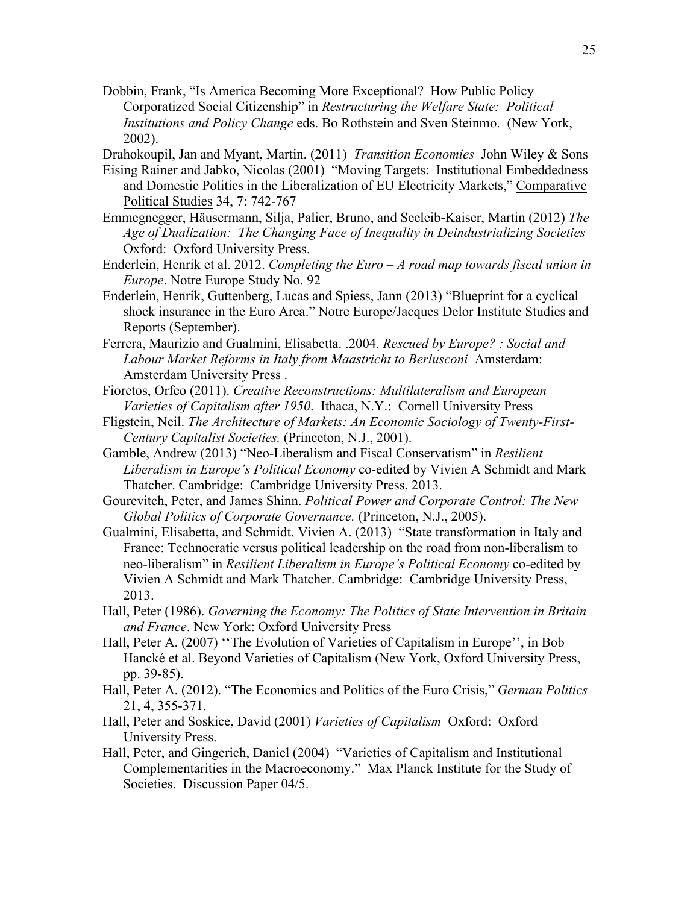Dobbin, Frank, "Is America Becoming More Exceptional? How Public Policy Corporatized Social Citizenship" in *Restructuring the Welfare State: Political Institutions and Policy Change* eds. Bo Rothstein and Sven Steinmo. (New York, 2002).

Drahokoupil, Jan and Myant, Martin. (2011) *Transition Economies* John Wiley & Sons

Eising Rainer and Jabko, Nicolas (2001) "Moving Targets: Institutional Embeddedness and Domestic Politics in the Liberalization of EU Electricity Markets," Comparative Political Studies 34, 7: 742-767

Emmegnegger, Häusermann, Silja, Palier, Bruno, and Seeleib-Kaiser, Martin (2012) *The Age of Dualization: The Changing Face of Inequality in Deindustrializing Societies* Oxford: Oxford University Press.

Enderlein, Henrik et al. 2012. *Completing the Euro – A road map towards fiscal union in Europe*. Notre Europe Study No. 92

Enderlein, Henrik, Guttenberg, Lucas and Spiess, Jann (2013) "Blueprint for a cyclical shock insurance in the Euro Area." Notre Europe/Jacques Delor Institute Studies and Reports (September).

Ferrera, Maurizio and Gualmini, Elisabetta. .2004. *Rescued by Europe? : Social and Labour Market Reforms in Italy from Maastricht to Berlusconi* Amsterdam: Amsterdam University Press .

Fioretos, Orfeo (2011). *Creative Reconstructions: Multilateralism and European Varieties of Capitalism after 1950*. Ithaca, N.Y.: Cornell University Press

Fligstein, Neil. *The Architecture of Markets: An Economic Sociology of Twenty-First-Century Capitalist Societies.* (Princeton, N.J., 2001).

Gamble, Andrew (2013) "Neo-Liberalism and Fiscal Conservatism" in *Resilient Liberalism in Europe's Political Economy* co-edited by Vivien A Schmidt and Mark Thatcher. Cambridge: Cambridge University Press, 2013.

Gourevitch, Peter, and James Shinn. *Political Power and Corporate Control: The New Global Politics of Corporate Governance.* (Princeton, N.J., 2005).

Gualmini, Elisabetta, and Schmidt, Vivien A. (2013) "State transformation in Italy and France: Technocratic versus political leadership on the road from non-liberalism to neo-liberalism" in *Resilient Liberalism in Europe's Political Economy* co-edited by Vivien A Schmidt and Mark Thatcher. Cambridge: Cambridge University Press, 2013.

Hall, Peter (1986). *Governing the Economy: The Politics of State Intervention in Britain and France*. New York: Oxford University Press

Hall, Peter A. (2007) ''The Evolution of Varieties of Capitalism in Europe'', in Bob Hancké et al. Beyond Varieties of Capitalism (New York, Oxford University Press, pp. 39-85).

Hall, Peter A. (2012). "The Economics and Politics of the Euro Crisis," *German Politics* 21, 4, 355-371.

Hall, Peter and Soskice, David (2001) *Varieties of Capitalism* Oxford: Oxford University Press.

Hall, Peter, and Gingerich, Daniel (2004) "Varieties of Capitalism and Institutional Complementarities in the Macroeconomy." Max Planck Institute for the Study of Societies. Discussion Paper 04/5.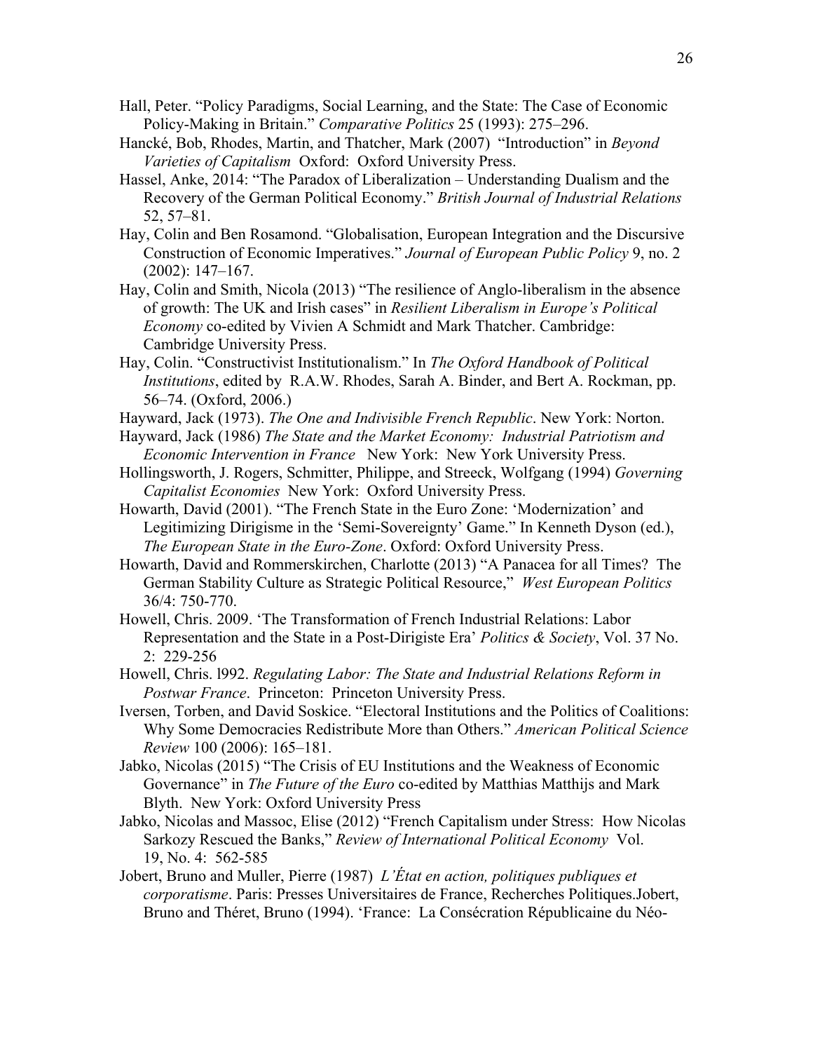Hall, Peter. "Policy Paradigms, Social Learning, and the State: The Case of Economic Policy-Making in Britain." *Comparative Politics* 25 (1993): 275–296.

Hancké, Bob, Rhodes, Martin, and Thatcher, Mark (2007) "Introduction" in *Beyond Varieties of Capitalism* Oxford: Oxford University Press.

Hassel, Anke, 2014: "The Paradox of Liberalization – Understanding Dualism and the Recovery of the German Political Economy." *British Journal of Industrial Relations* 52, 57–81.

Hay, Colin and Ben Rosamond. "Globalisation, European Integration and the Discursive Construction of Economic Imperatives." *Journal of European Public Policy* 9, no. 2 (2002): 147–167.

Hay, Colin and Smith, Nicola (2013) "The resilience of Anglo-liberalism in the absence of growth: The UK and Irish cases" in *Resilient Liberalism in Europe's Political Economy* co-edited by Vivien A Schmidt and Mark Thatcher. Cambridge: Cambridge University Press.

Hay, Colin. "Constructivist Institutionalism." In *The Oxford Handbook of Political Institutions*, edited by R.A.W. Rhodes, Sarah A. Binder, and Bert A. Rockman, pp. 56–74. (Oxford, 2006.)

Hayward, Jack (1973). *The One and Indivisible French Republic*. New York: Norton.

Hayward, Jack (1986) *The State and the Market Economy: Industrial Patriotism and Economic Intervention in France* New York: New York University Press.

Hollingsworth, J. Rogers, Schmitter, Philippe, and Streeck, Wolfgang (1994) *Governing Capitalist Economies* New York: Oxford University Press.

Howarth, David (2001). "The French State in the Euro Zone: 'Modernization' and Legitimizing Dirigisme in the 'Semi-Sovereignty' Game." In Kenneth Dyson (ed.), *The European State in the Euro-Zone*. Oxford: Oxford University Press.

Howarth, David and Rommerskirchen, Charlotte (2013) "A Panacea for all Times? The German Stability Culture as Strategic Political Resource," *West European Politics* 36/4: 750-770.

Howell, Chris. 2009. 'The Transformation of French Industrial Relations: Labor Representation and the State in a Post-Dirigiste Era' *Politics & Society*, Vol. 37 No. 2: 229-256

Howell, Chris. l992. *Regulating Labor: The State and Industrial Relations Reform in Postwar France*. Princeton: Princeton University Press.

Iversen, Torben, and David Soskice. "Electoral Institutions and the Politics of Coalitions: Why Some Democracies Redistribute More than Others." *American Political Science Review* 100 (2006): 165–181.

Jabko, Nicolas (2015) "The Crisis of EU Institutions and the Weakness of Economic Governance" in *The Future of the Euro* co-edited by Matthias Matthijs and Mark Blyth. New York: Oxford University Press

Jabko, Nicolas and Massoc, Elise (2012) "French Capitalism under Stress: How Nicolas Sarkozy Rescued the Banks," *Review of International Political Economy* Vol. 19, No. 4: 562-585

Jobert, Bruno and Muller, Pierre (1987) *L'État en action, politiques publiques et corporatisme*. Paris: Presses Universitaires de France, Recherches Politiques.Jobert, Bruno and Théret, Bruno (1994). 'France: La Consécration Républicaine du Néo-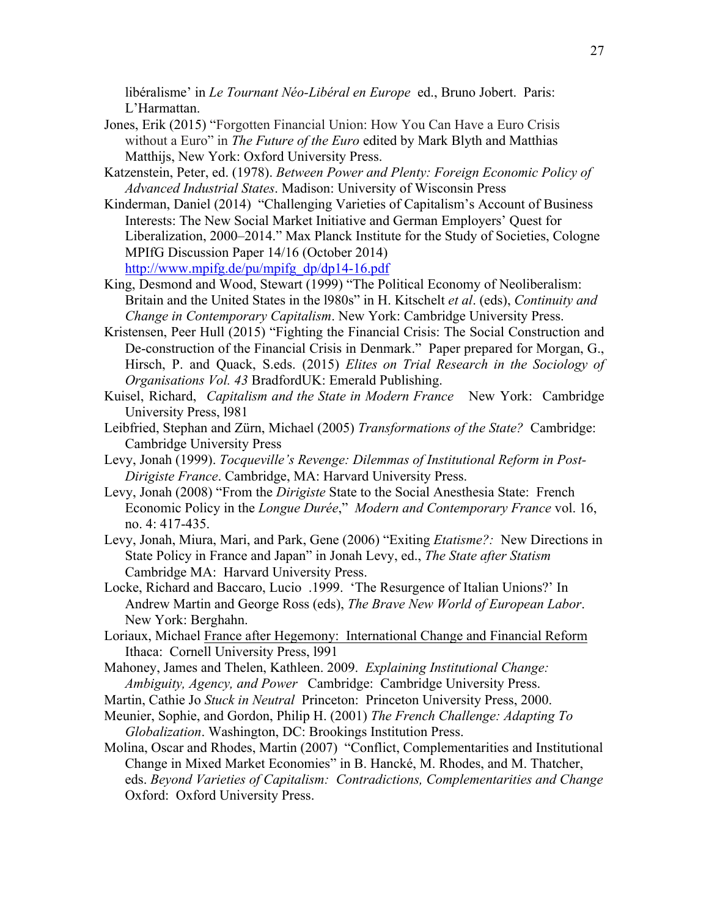libéralisme' in *Le Tournant Néo-Libéral en Europe* ed., Bruno Jobert. Paris: L'Harmattan.

Jones, Erik (2015) "Forgotten Financial Union: How You Can Have a Euro Crisis without a Euro" in *The Future of the Euro* edited by Mark Blyth and Matthias Matthijs, New York: Oxford University Press.

Katzenstein, Peter, ed. (1978). *Between Power and Plenty: Foreign Economic Policy of Advanced Industrial States*. Madison: University of Wisconsin Press

Kinderman, Daniel (2014) "Challenging Varieties of Capitalism's Account of Business Interests: The New Social Market Initiative and German Employers' Quest for Liberalization, 2000–2014." Max Planck Institute for the Study of Societies, Cologne MPIfG Discussion Paper 14/16 (October 2014) http://www.mpifg.de/pu/mpifg_dp/dp14-16.pdf

King, Desmond and Wood, Stewart (1999) "The Political Economy of Neoliberalism: Britain and the United States in the l980s" in H. Kitschelt *et al*. (eds), *Continuity and Change in Contemporary Capitalism*. New York: Cambridge University Press.

Kristensen, Peer Hull (2015) "Fighting the Financial Crisis: The Social Construction and De-construction of the Financial Crisis in Denmark." Paper prepared for Morgan, G., Hirsch, P. and Quack, S.eds. (2015) *Elites on Trial Research in the Sociology of Organisations Vol. 43* BradfordUK: Emerald Publishing.

Kuisel, Richard, *Capitalism and the State in Modern France* New York: Cambridge University Press, l981

Leibfried, Stephan and Zürn, Michael (2005) *Transformations of the State?* Cambridge: Cambridge University Press

Levy, Jonah (1999). *Tocqueville's Revenge: Dilemmas of Institutional Reform in Post-Dirigiste France*. Cambridge, MA: Harvard University Press.

Levy, Jonah (2008) "From the *Dirigiste* State to the Social Anesthesia State: French Economic Policy in the *Longue Durée*," *Modern and Contemporary France* vol. 16, no. 4: 417-435.

Levy, Jonah, Miura, Mari, and Park, Gene (2006) "Exiting *Etatisme?:* New Directions in State Policy in France and Japan" in Jonah Levy, ed., *The State after Statism* Cambridge MA: Harvard University Press.

Locke, Richard and Baccaro, Lucio .1999. 'The Resurgence of Italian Unions?' In Andrew Martin and George Ross (eds), *The Brave New World of European Labor*. New York: Berghahn.

Loriaux, Michael France after Hegemony: International Change and Financial Reform Ithaca: Cornell University Press, l991

Mahoney, James and Thelen, Kathleen. 2009. *Explaining Institutional Change: Ambiguity, Agency, and Power* Cambridge: Cambridge University Press.

Martin, Cathie Jo *Stuck in Neutral* Princeton: Princeton University Press, 2000.

Meunier, Sophie, and Gordon, Philip H. (2001) *The French Challenge: Adapting To Globalization*. Washington, DC: Brookings Institution Press.

Molina, Oscar and Rhodes, Martin (2007) "Conflict, Complementarities and Institutional Change in Mixed Market Economies" in B. Hancké, M. Rhodes, and M. Thatcher, eds. *Beyond Varieties of Capitalism: Contradictions, Complementarities and Change* Oxford: Oxford University Press.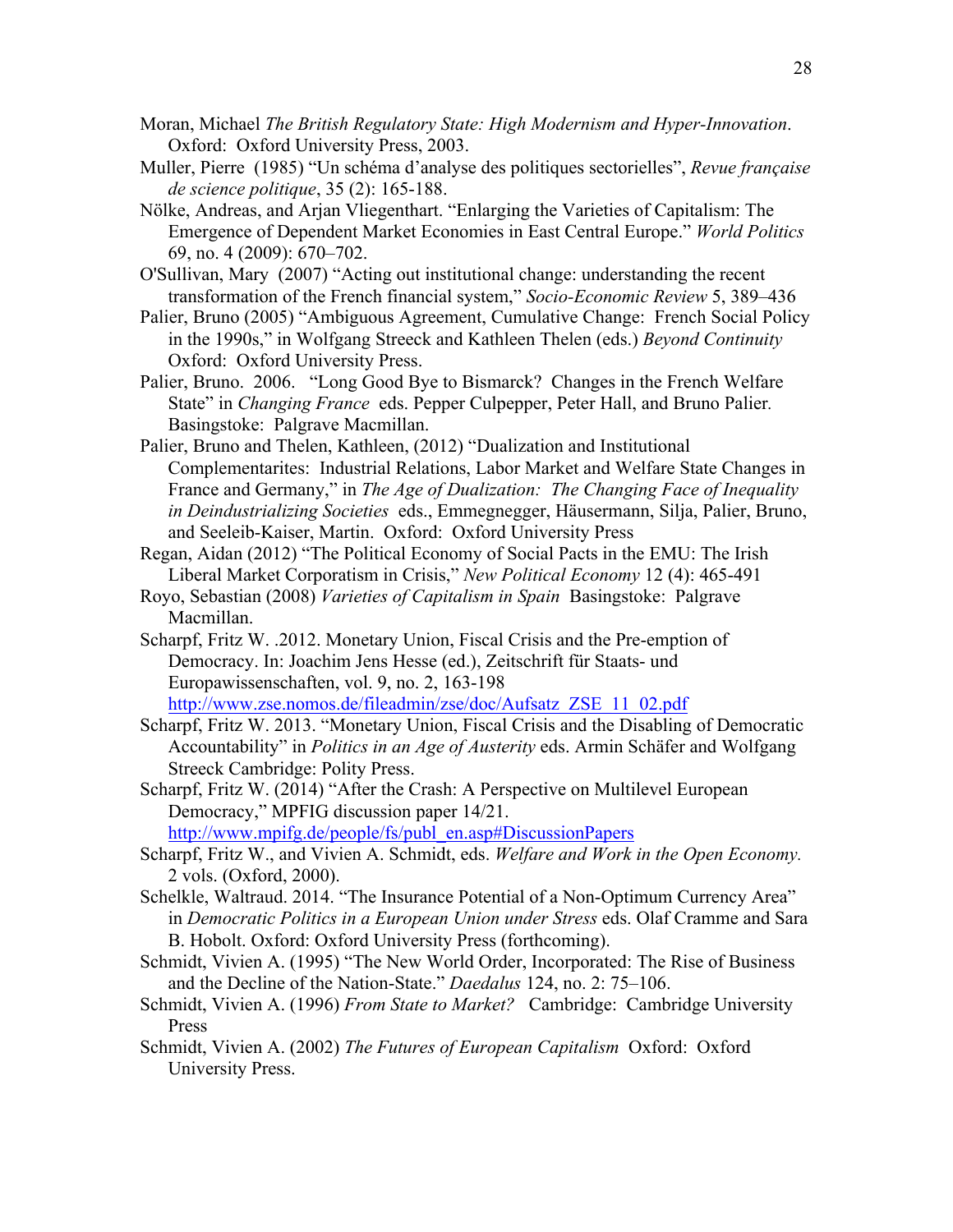Moran, Michael *The British Regulatory State: High Modernism and Hyper-Innovation*. Oxford: Oxford University Press, 2003.

Muller, Pierre (1985) "Un schéma d'analyse des politiques sectorielles", *Revue française de science politique*, 35 (2): 165-188.

Nölke, Andreas, and Arjan Vliegenthart. "Enlarging the Varieties of Capitalism: The Emergence of Dependent Market Economies in East Central Europe." *World Politics* 69, no. 4 (2009): 670–702.

O'Sullivan, Mary (2007) "Acting out institutional change: understanding the recent transformation of the French financial system," *Socio-Economic Review* 5, 389–436

Palier, Bruno (2005) "Ambiguous Agreement, Cumulative Change: French Social Policy in the 1990s," in Wolfgang Streeck and Kathleen Thelen (eds.) *Beyond Continuity* Oxford: Oxford University Press.

Palier, Bruno. 2006. "Long Good Bye to Bismarck? Changes in the French Welfare State" in *Changing France* eds. Pepper Culpepper, Peter Hall, and Bruno Palier. Basingstoke: Palgrave Macmillan.

Palier, Bruno and Thelen, Kathleen, (2012) "Dualization and Institutional Complementarites: Industrial Relations, Labor Market and Welfare State Changes in France and Germany," in *The Age of Dualization: The Changing Face of Inequality in Deindustrializing Societies* eds., Emmegnegger, Häusermann, Silja, Palier, Bruno, and Seeleib-Kaiser, Martin. Oxford: Oxford University Press

Regan, Aidan (2012) "The Political Economy of Social Pacts in the EMU: The Irish Liberal Market Corporatism in Crisis," *New Political Economy* 12 (4): 465-491

Royo, Sebastian (2008) *Varieties of Capitalism in Spain* Basingstoke: Palgrave Macmillan.

Scharpf, Fritz W. .2012. Monetary Union, Fiscal Crisis and the Pre-emption of Democracy. In: Joachim Jens Hesse (ed.), Zeitschrift für Staats- und Europawissenschaften, vol. 9, no. 2, 163-198 http://www.zse.nomos.de/fileadmin/zse/doc/Aufsatz_ZSE_11_02.pdf

Scharpf, Fritz W. 2013. "Monetary Union, Fiscal Crisis and the Disabling of Democratic Accountability" in *Politics in an Age of Austerity* eds. Armin Schäfer and Wolfgang Streeck Cambridge: Polity Press.

Scharpf, Fritz W. (2014) "After the Crash: A Perspective on Multilevel European Democracy," MPFIG discussion paper 14/21. http://www.mpifg.de/people/fs/publ_en.asp#DiscussionPapers

Scharpf, Fritz W., and Vivien A. Schmidt, eds. *Welfare and Work in the Open Economy.* 2 vols. (Oxford, 2000).

Schelkle, Waltraud. 2014. "The Insurance Potential of a Non-Optimum Currency Area" in *Democratic Politics in a European Union under Stress* eds. Olaf Cramme and Sara B. Hobolt. Oxford: Oxford University Press (forthcoming).

Schmidt, Vivien A. (1995) "The New World Order, Incorporated: The Rise of Business and the Decline of the Nation-State." *Daedalus* 124, no. 2: 75–106.

Schmidt, Vivien A. (1996) *From State to Market?* Cambridge: Cambridge University Press

Schmidt, Vivien A. (2002) *The Futures of European Capitalism* Oxford: Oxford University Press.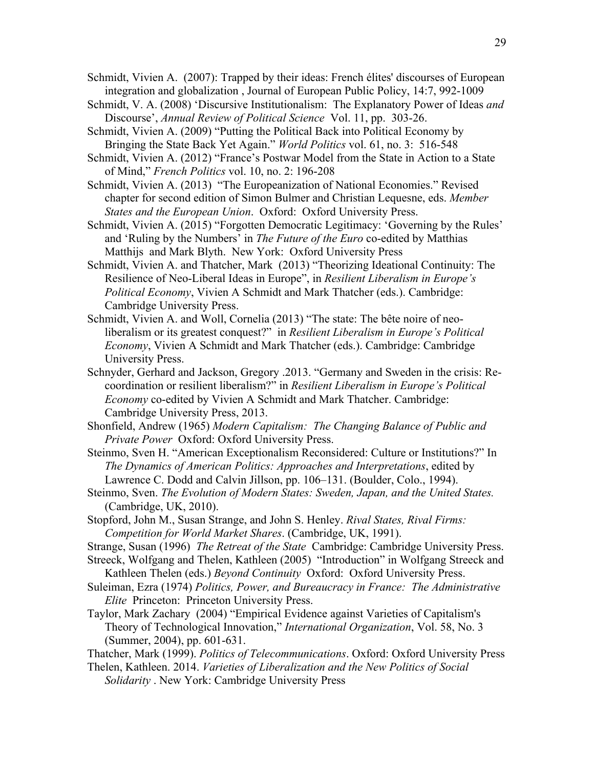Schmidt, Vivien A. (2007): Trapped by their ideas: French élites' discourses of European integration and globalization , Journal of European Public Policy, 14:7, 992-1009

Schmidt, V. A. (2008) 'Discursive Institutionalism: The Explanatory Power of Ideas *and* Discourse', *Annual Review of Political Science* Vol. 11, pp. 303-26.

Schmidt, Vivien A. (2009) "Putting the Political Back into Political Economy by Bringing the State Back Yet Again." *World Politics* vol. 61, no. 3: 516-548

Schmidt, Vivien A. (2012) "France's Postwar Model from the State in Action to a State of Mind," *French Politics* vol. 10, no. 2: 196-208

Schmidt, Vivien A. (2013) "The Europeanization of National Economies." Revised chapter for second edition of Simon Bulmer and Christian Lequesne, eds. *Member States and the European Union*. Oxford: Oxford University Press.

Schmidt, Vivien A. (2015) "Forgotten Democratic Legitimacy: 'Governing by the Rules' and 'Ruling by the Numbers' in *The Future of the Euro* co-edited by Matthias Matthijs and Mark Blyth. New York: Oxford University Press

Schmidt, Vivien A. and Thatcher, Mark (2013) "Theorizing Ideational Continuity: The Resilience of Neo-Liberal Ideas in Europe", in *Resilient Liberalism in Europe's Political Economy*, Vivien A Schmidt and Mark Thatcher (eds.). Cambridge: Cambridge University Press.

Schmidt, Vivien A. and Woll, Cornelia (2013) "The state: The bête noire of neo-liberalism or its greatest conquest?" in *Resilient Liberalism in Europe's Political Economy*, Vivien A Schmidt and Mark Thatcher (eds.). Cambridge: Cambridge University Press.

Schnyder, Gerhard and Jackson, Gregory .2013. "Germany and Sweden in the crisis: Re-coordination or resilient liberalism?" in *Resilient Liberalism in Europe's Political Economy* co-edited by Vivien A Schmidt and Mark Thatcher. Cambridge: Cambridge University Press, 2013.

Shonfield, Andrew (1965) *Modern Capitalism: The Changing Balance of Public and Private Power* Oxford: Oxford University Press.

Steinmo, Sven H. "American Exceptionalism Reconsidered: Culture or Institutions?" In *The Dynamics of American Politics: Approaches and Interpretations*, edited by Lawrence C. Dodd and Calvin Jillson, pp. 106–131. (Boulder, Colo., 1994).

Steinmo, Sven. *The Evolution of Modern States: Sweden, Japan, and the United States.* (Cambridge, UK, 2010).

Stopford, John M., Susan Strange, and John S. Henley. *Rival States, Rival Firms: Competition for World Market Shares*. (Cambridge, UK, 1991).

Strange, Susan (1996) *The Retreat of the State* Cambridge: Cambridge University Press.

Streeck, Wolfgang and Thelen, Kathleen (2005) "Introduction" in Wolfgang Streeck and Kathleen Thelen (eds.) *Beyond Continuity* Oxford: Oxford University Press.

Suleiman, Ezra (1974) *Politics, Power, and Bureaucracy in France: The Administrative Elite* Princeton: Princeton University Press.

Taylor, Mark Zachary (2004) "Empirical Evidence against Varieties of Capitalism's Theory of Technological Innovation," *International Organization*, Vol. 58, No. 3 (Summer, 2004), pp. 601-631.

Thatcher, Mark (1999). *Politics of Telecommunications*. Oxford: Oxford University Press

Thelen, Kathleen. 2014. *Varieties of Liberalization and the New Politics of Social Solidarity* . New York: Cambridge University Press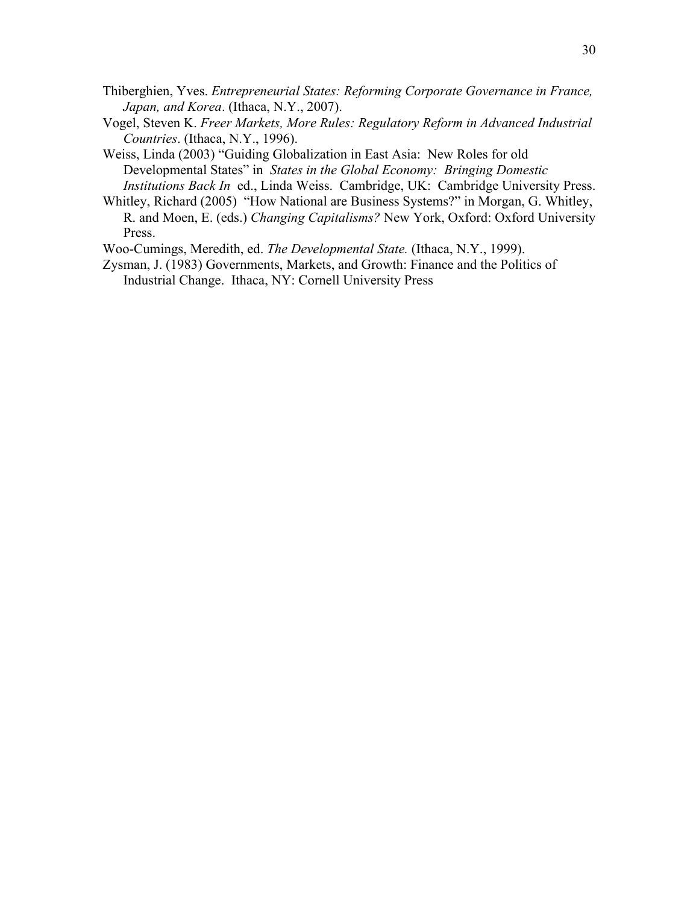Thiberghien, Yves. *Entrepreneurial States: Reforming Corporate Governance in France, Japan, and Korea*. (Ithaca, N.Y., 2007).

Vogel, Steven K. *Freer Markets, More Rules: Regulatory Reform in Advanced Industrial Countries*. (Ithaca, N.Y., 1996).

Weiss, Linda (2003) "Guiding Globalization in East Asia: New Roles for old Developmental States" in *States in the Global Economy: Bringing Domestic Institutions Back In* ed., Linda Weiss. Cambridge, UK: Cambridge University Press.

Whitley, Richard (2005) "How National are Business Systems?" in Morgan, G. Whitley, R. and Moen, E. (eds.) *Changing Capitalisms?* New York, Oxford: Oxford University Press.

Woo-Cumings, Meredith, ed. *The Developmental State.* (Ithaca, N.Y., 1999).

Zysman, J. (1983) Governments, Markets, and Growth: Finance and the Politics of Industrial Change. Ithaca, NY: Cornell University Press